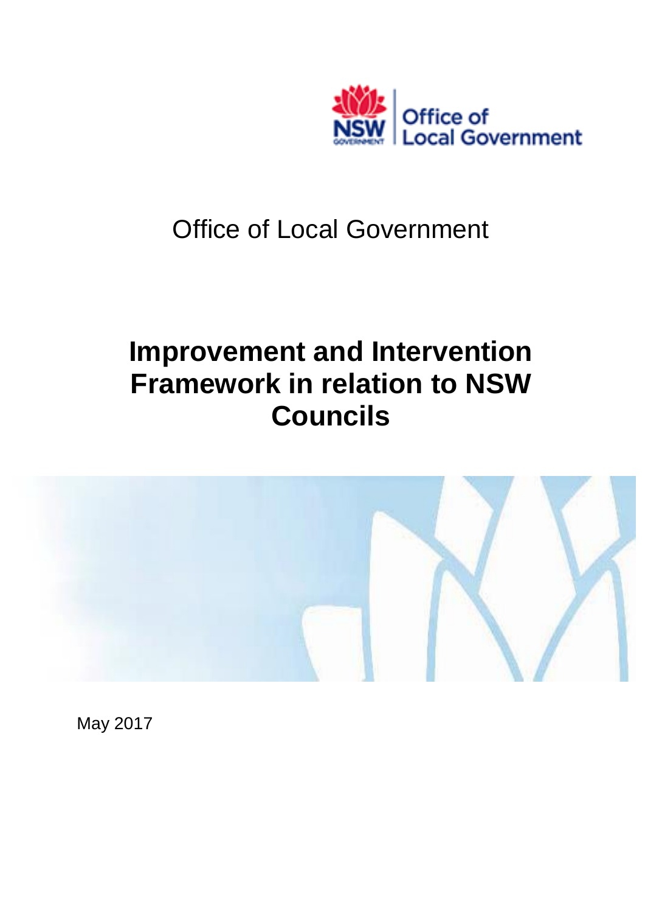Office of Local Government

# Improvement and Intervention Framework in relation to NSW Councils

May 2017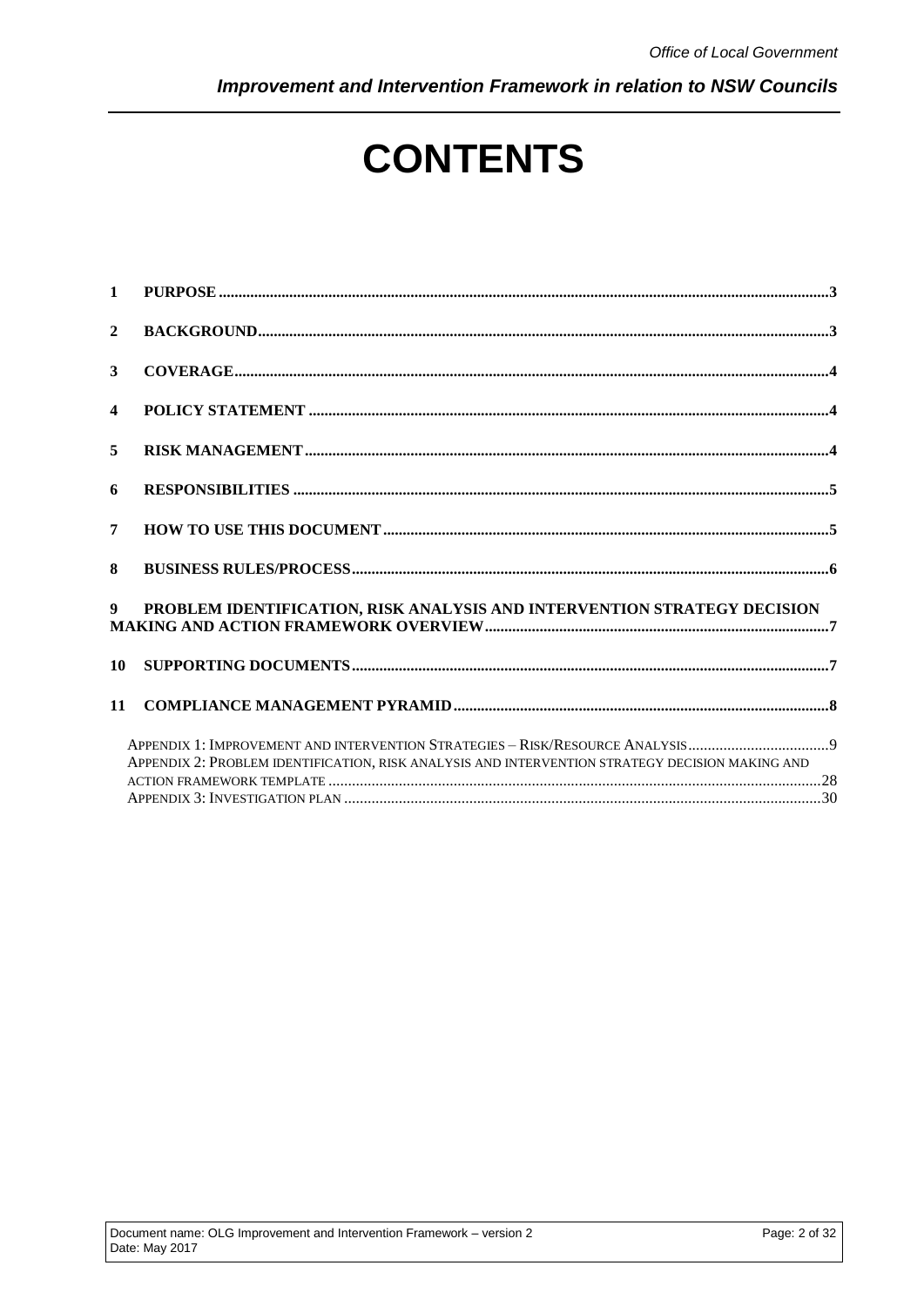# CONTENTS

1 PURPOSE ....................................................................................................................................3

2 BACKGROUND.............................................................................................................................3

3 COVERAGE..................................................................................................................................4

4 POLICY STATEMENT ..................................................................................................................4

5 RISK MANAGEMENT ...................................................................................................................4

6 RESPONSIBILITIES .....................................................................................................................5

7 HOW TO USE THIS DOCUMENT ...................................................................................................5

8 BUSINESS RULES/PROCESS........................................................................................................6

9 PROBLEM IDENTIFICATION, RISK ANALYSIS AND INTERVENTION STRATEGY DECISION MAKING AND ACTION FRAMEWORK OVERVIEW........................................................................7

10 SUPPORTING DOCUMENTS.........................................................................................................7

11 COMPLIANCE MANAGEMENT PYRAMID ......................................................................................8

Appendix 1: Improvement and intervention Strategies – Risk/Resource Analysis....................................9

Appendix 2: Problem identification, risk analysis and intervention strategy decision making and action framework template ..........................................................................................................................28

Appendix 3: Investigation plan .........................................................................................................30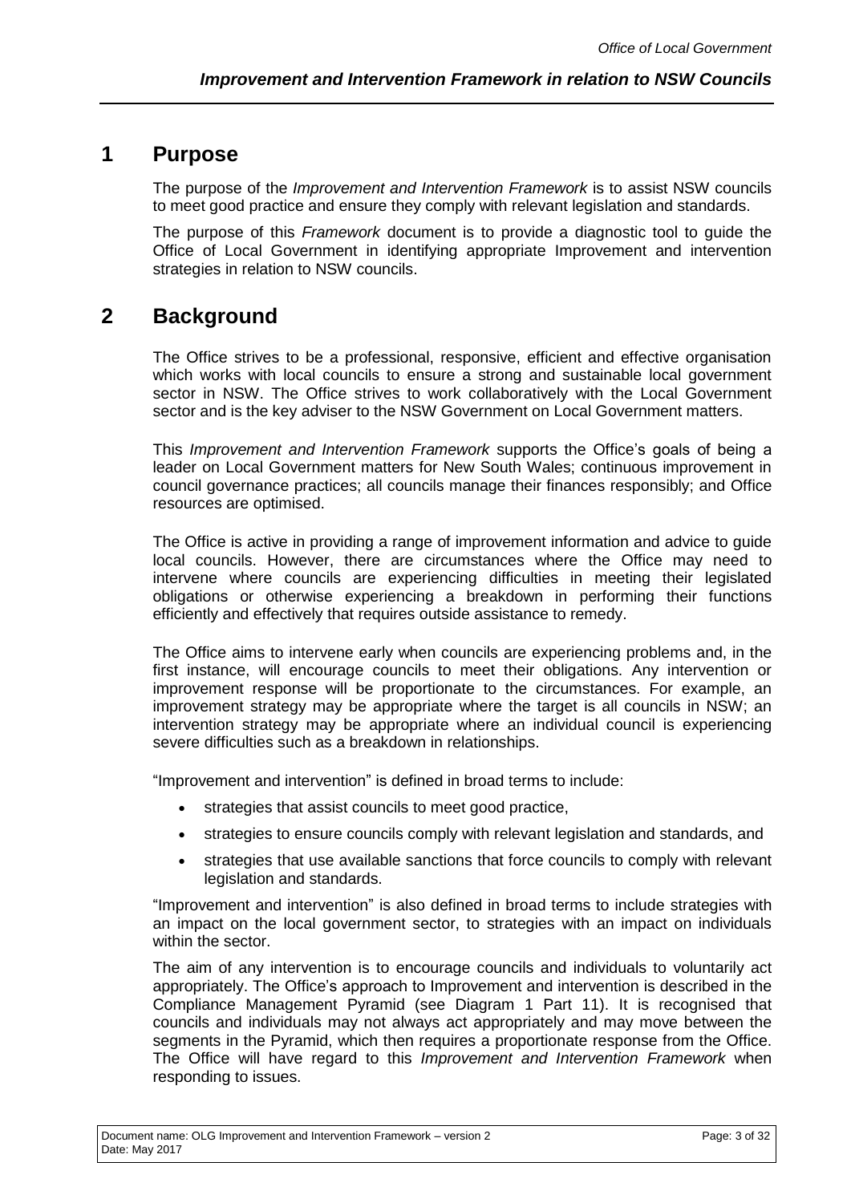# 1 Purpose

The purpose of the *Improvement and Intervention Framework* is to assist NSW councils to meet good practice and ensure they comply with relevant legislation and standards.

The purpose of this *Framework* document is to provide a diagnostic tool to guide the Office of Local Government in identifying appropriate Improvement and intervention strategies in relation to NSW councils.

# 2 Background

The Office strives to be a professional, responsive, efficient and effective organisation which works with local councils to ensure a strong and sustainable local government sector in NSW. The Office strives to work collaboratively with the Local Government sector and is the key adviser to the NSW Government on Local Government matters.

This *Improvement and Intervention Framework* supports the Office's goals of being a leader on Local Government matters for New South Wales; continuous improvement in council governance practices; all councils manage their finances responsibly; and Office resources are optimised.

The Office is active in providing a range of improvement information and advice to guide local councils. However, there are circumstances where the Office may need to intervene where councils are experiencing difficulties in meeting their legislated obligations or otherwise experiencing a breakdown in performing their functions efficiently and effectively that requires outside assistance to remedy.

The Office aims to intervene early when councils are experiencing problems and, in the first instance, will encourage councils to meet their obligations. Any intervention or improvement response will be proportionate to the circumstances. For example, an improvement strategy may be appropriate where the target is all councils in NSW; an intervention strategy may be appropriate where an individual council is experiencing severe difficulties such as a breakdown in relationships.

"Improvement and intervention" is defined in broad terms to include:

- strategies that assist councils to meet good practice,
- strategies to ensure councils comply with relevant legislation and standards, and
- strategies that use available sanctions that force councils to comply with relevant legislation and standards.

"Improvement and intervention" is also defined in broad terms to include strategies with an impact on the local government sector, to strategies with an impact on individuals within the sector.

The aim of any intervention is to encourage councils and individuals to voluntarily act appropriately. The Office's approach to Improvement and intervention is described in the Compliance Management Pyramid (see Diagram 1 Part 11). It is recognised that councils and individuals may not always act appropriately and may move between the segments in the Pyramid, which then requires a proportionate response from the Office. The Office will have regard to this *Improvement and Intervention Framework* when responding to issues.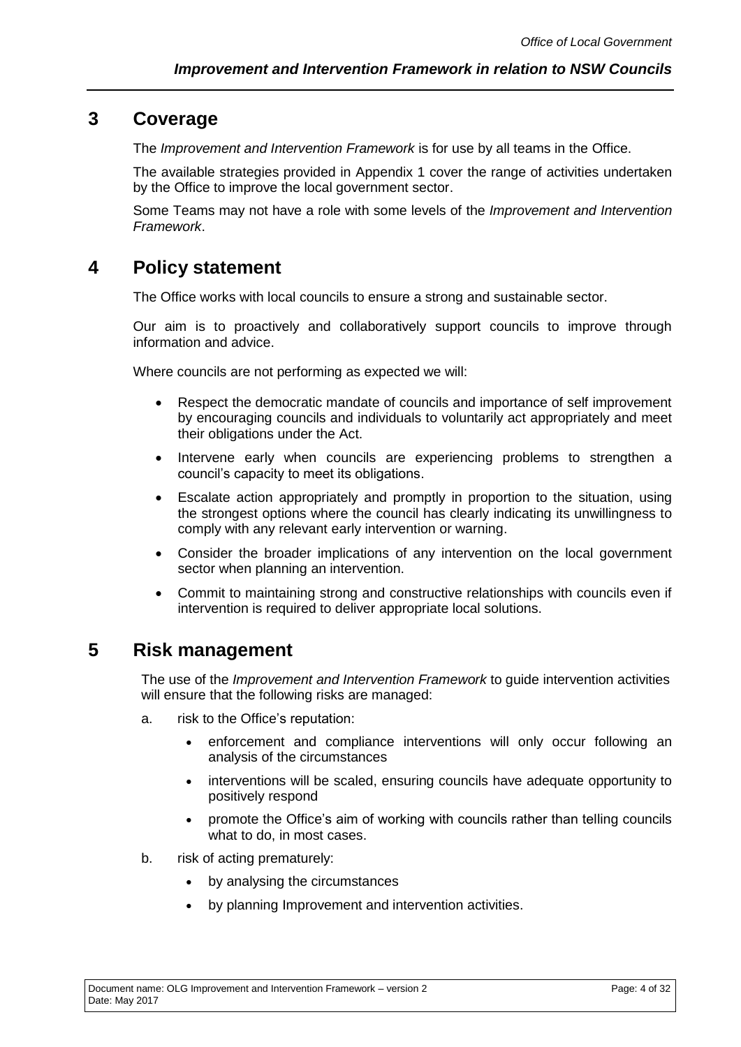## 3 Coverage

The *Improvement and Intervention Framework* is for use by all teams in the Office.

The available strategies provided in Appendix 1 cover the range of activities undertaken by the Office to improve the local government sector.

Some Teams may not have a role with some levels of the *Improvement and Intervention Framework*.

## 4 Policy statement

The Office works with local councils to ensure a strong and sustainable sector.

Our aim is to proactively and collaboratively support councils to improve through information and advice.

Where councils are not performing as expected we will:

- Respect the democratic mandate of councils and importance of self improvement by encouraging councils and individuals to voluntarily act appropriately and meet their obligations under the Act.
- Intervene early when councils are experiencing problems to strengthen a council's capacity to meet its obligations.
- Escalate action appropriately and promptly in proportion to the situation, using the strongest options where the council has clearly indicating its unwillingness to comply with any relevant early intervention or warning.
- Consider the broader implications of any intervention on the local government sector when planning an intervention.
- Commit to maintaining strong and constructive relationships with councils even if intervention is required to deliver appropriate local solutions.

## 5 Risk management

The use of the *Improvement and Intervention Framework* to guide intervention activities will ensure that the following risks are managed:

a. risk to the Office's reputation:
   - enforcement and compliance interventions will only occur following an analysis of the circumstances
   - interventions will be scaled, ensuring councils have adequate opportunity to positively respond
   - promote the Office's aim of working with councils rather than telling councils what to do, in most cases.

b. risk of acting prematurely:
   - by analysing the circumstances
   - by planning Improvement and intervention activities.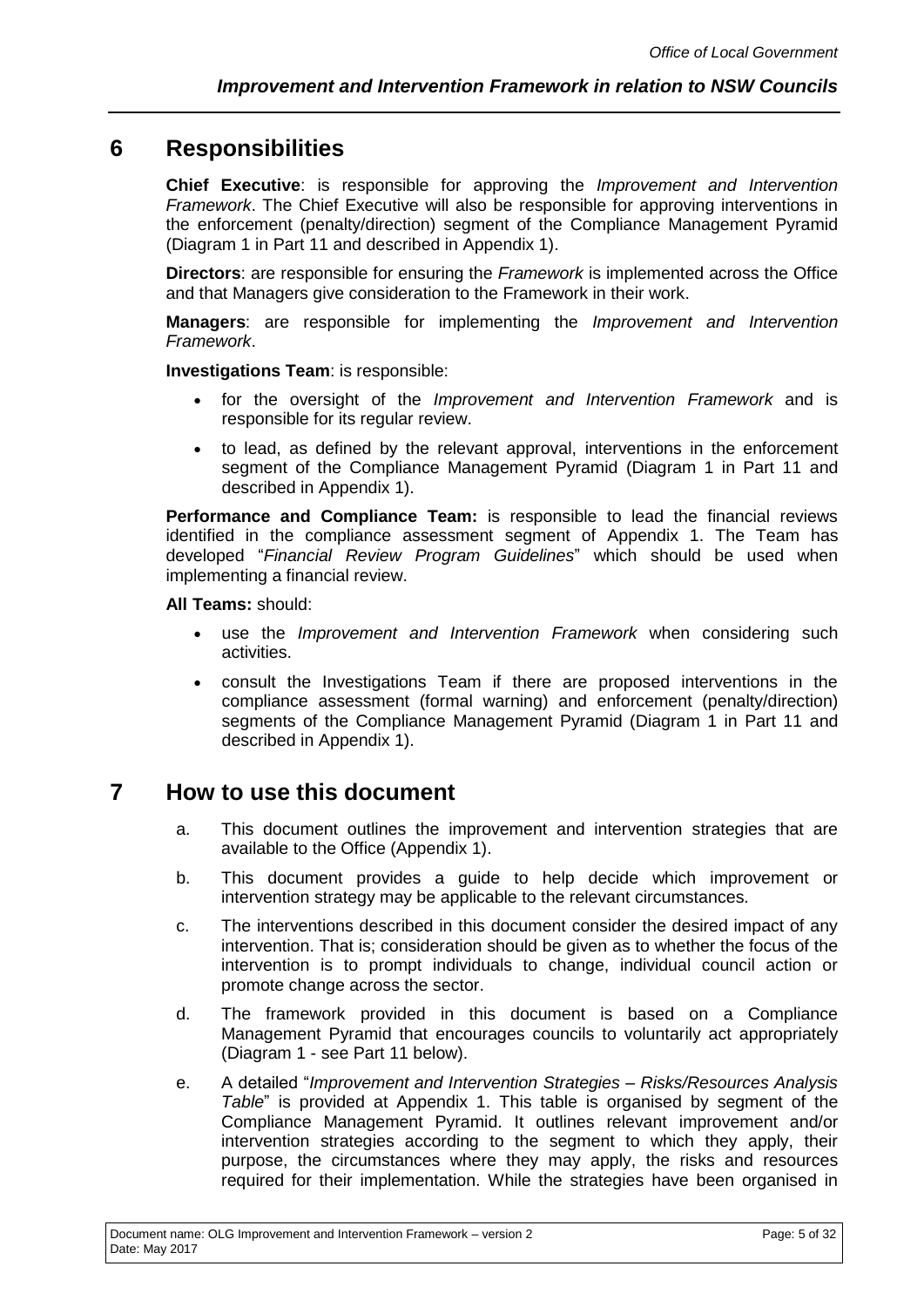## 6 Responsibilities

**Chief Executive**: is responsible for approving the *Improvement and Intervention Framework*. The Chief Executive will also be responsible for approving interventions in the enforcement (penalty/direction) segment of the Compliance Management Pyramid (Diagram 1 in Part 11 and described in Appendix 1).

**Directors**: are responsible for ensuring the *Framework* is implemented across the Office and that Managers give consideration to the Framework in their work.

**Managers**: are responsible for implementing the *Improvement and Intervention Framework*.

**Investigations Team**: is responsible:

- for the oversight of the *Improvement and Intervention Framework* and is responsible for its regular review.
- to lead, as defined by the relevant approval, interventions in the enforcement segment of the Compliance Management Pyramid (Diagram 1 in Part 11 and described in Appendix 1).

**Performance and Compliance Team:** is responsible to lead the financial reviews identified in the compliance assessment segment of Appendix 1. The Team has developed "*Financial Review Program Guidelines*" which should be used when implementing a financial review.

**All Teams:** should:

- use the *Improvement and Intervention Framework* when considering such activities.
- consult the Investigations Team if there are proposed interventions in the compliance assessment (formal warning) and enforcement (penalty/direction) segments of the Compliance Management Pyramid (Diagram 1 in Part 11 and described in Appendix 1).

## 7 How to use this document

a. This document outlines the improvement and intervention strategies that are available to the Office (Appendix 1).

b. This document provides a guide to help decide which improvement or intervention strategy may be applicable to the relevant circumstances.

c. The interventions described in this document consider the desired impact of any intervention. That is; consideration should be given as to whether the focus of the intervention is to prompt individuals to change, individual council action or promote change across the sector.

d. The framework provided in this document is based on a Compliance Management Pyramid that encourages councils to voluntarily act appropriately (Diagram 1 - see Part 11 below).

e. A detailed "*Improvement and Intervention Strategies – Risks/Resources Analysis Table*" is provided at Appendix 1. This table is organised by segment of the Compliance Management Pyramid. It outlines relevant improvement and/or intervention strategies according to the segment to which they apply, their purpose, the circumstances where they may apply, the risks and resources required for their implementation. While the strategies have been organised in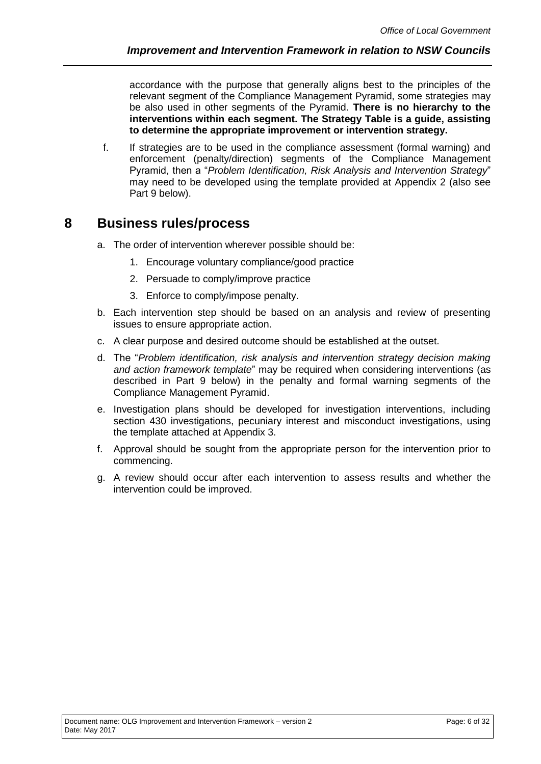accordance with the purpose that generally aligns best to the principles of the relevant segment of the Compliance Management Pyramid, some strategies may be also used in other segments of the Pyramid. **There is no hierarchy to the interventions within each segment. The Strategy Table is a guide, assisting to determine the appropriate improvement or intervention strategy.**

f. If strategies are to be used in the compliance assessment (formal warning) and enforcement (penalty/direction) segments of the Compliance Management Pyramid, then a "*Problem Identification, Risk Analysis and Intervention Strategy*" may need to be developed using the template provided at Appendix 2 (also see Part 9 below).

# 8 Business rules/process

a. The order of intervention wherever possible should be:

   1. Encourage voluntary compliance/good practice
   2. Persuade to comply/improve practice
   3. Enforce to comply/impose penalty.

b. Each intervention step should be based on an analysis and review of presenting issues to ensure appropriate action.

c. A clear purpose and desired outcome should be established at the outset.

d. The "*Problem identification, risk analysis and intervention strategy decision making and action framework template*" may be required when considering interventions (as described in Part 9 below) in the penalty and formal warning segments of the Compliance Management Pyramid.

e. Investigation plans should be developed for investigation interventions, including section 430 investigations, pecuniary interest and misconduct investigations, using the template attached at Appendix 3.

f. Approval should be sought from the appropriate person for the intervention prior to commencing.

g. A review should occur after each intervention to assess results and whether the intervention could be improved.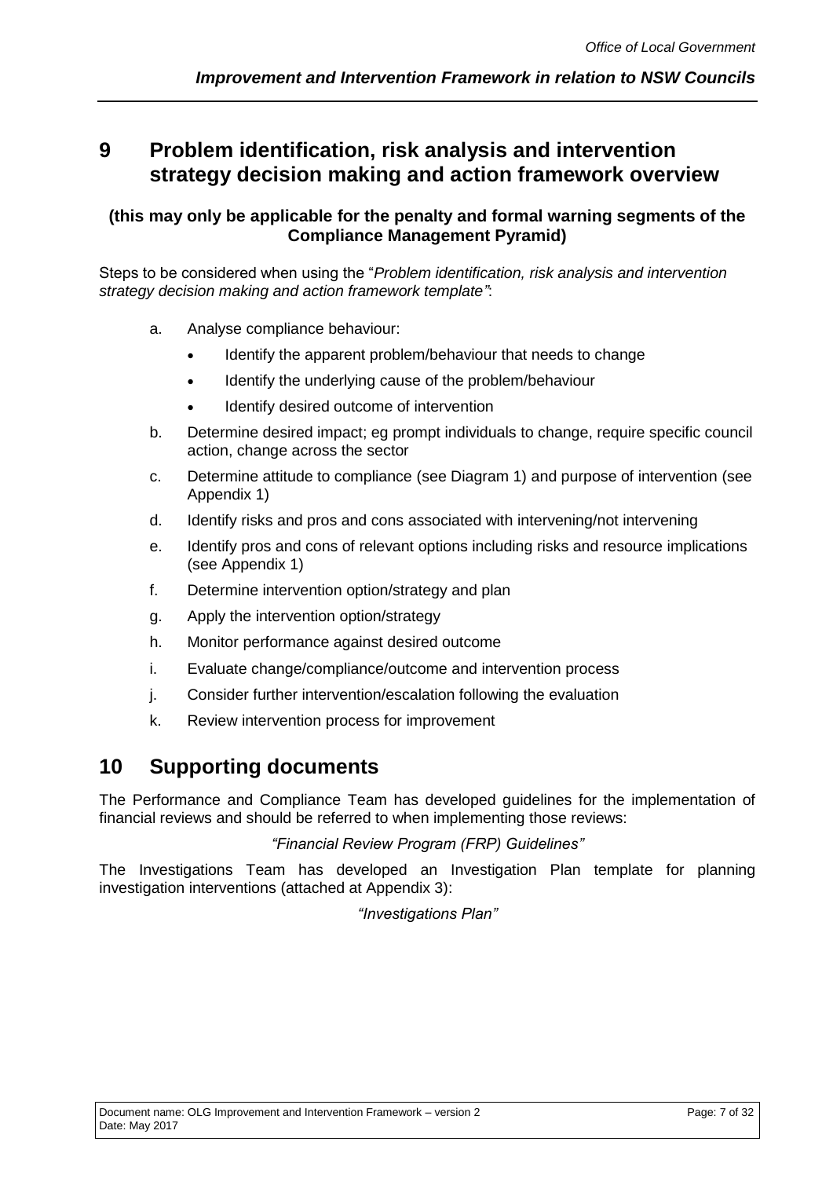# 9 Problem identification, risk analysis and intervention strategy decision making and action framework overview

**(this may only be applicable for the penalty and formal warning segments of the Compliance Management Pyramid)**

Steps to be considered when using the "*Problem identification, risk analysis and intervention strategy decision making and action framework template"*:

a. Analyse compliance behaviour:
   - Identify the apparent problem/behaviour that needs to change
   - Identify the underlying cause of the problem/behaviour
   - Identify desired outcome of intervention

b. Determine desired impact; eg prompt individuals to change, require specific council action, change across the sector

c. Determine attitude to compliance (see Diagram 1) and purpose of intervention (see Appendix 1)

d. Identify risks and pros and cons associated with intervening/not intervening

e. Identify pros and cons of relevant options including risks and resource implications (see Appendix 1)

f. Determine intervention option/strategy and plan

g. Apply the intervention option/strategy

h. Monitor performance against desired outcome

i. Evaluate change/compliance/outcome and intervention process

j. Consider further intervention/escalation following the evaluation

k. Review intervention process for improvement

# 10 Supporting documents

The Performance and Compliance Team has developed guidelines for the implementation of financial reviews and should be referred to when implementing those reviews:

*"Financial Review Program (FRP) Guidelines"*

The Investigations Team has developed an Investigation Plan template for planning investigation interventions (attached at Appendix 3):

*"Investigations Plan"*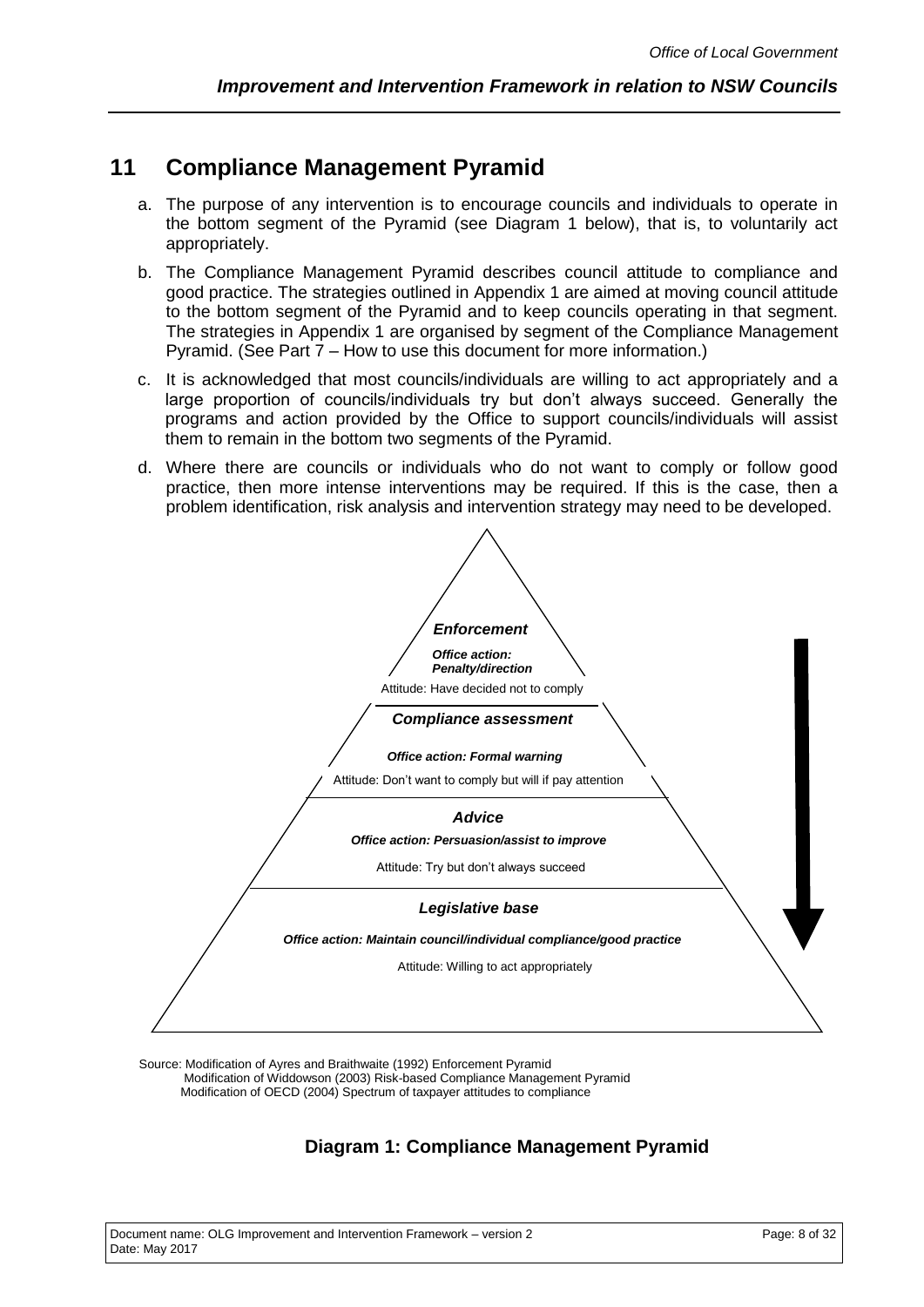## 11 Compliance Management Pyramid

a. The purpose of any intervention is to encourage councils and individuals to operate in the bottom segment of the Pyramid (see Diagram 1 below), that is, to voluntarily act appropriately.

b. The Compliance Management Pyramid describes council attitude to compliance and good practice. The strategies outlined in Appendix 1 are aimed at moving council attitude to the bottom segment of the Pyramid and to keep councils operating in that segment. The strategies in Appendix 1 are organised by segment of the Compliance Management Pyramid. (See Part 7 – How to use this document for more information.)

c. It is acknowledged that most councils/individuals are willing to act appropriately and a large proportion of councils/individuals try but don't always succeed. Generally the programs and action provided by the Office to support councils/individuals will assist them to remain in the bottom two segments of the Pyramid.

d. Where there are councils or individuals who do not want to comply or follow good practice, then more intense interventions may be required. If this is the case, then a problem identification, risk analysis and intervention strategy may need to be developed.

***Enforcement***

***Office action: Penalty/direction***

Attitude: Have decided not to comply

***Compliance assessment***

***Office action: Formal warning***

Attitude: Don't want to comply but will if pay attention

***Advice***

***Office action: Persuasion/assist to improve***

Attitude: Try but don't always succeed

***Legislative base***

***Office action: Maintain council/individual compliance/good practice***

Attitude: Willing to act appropriately

Source: Modification of Ayres and Braithwaite (1992) Enforcement Pyramid
Modification of Widdowson (2003) Risk-based Compliance Management Pyramid
Modification of OECD (2004) Spectrum of taxpayer attitudes to compliance

**Diagram 1: Compliance Management Pyramid**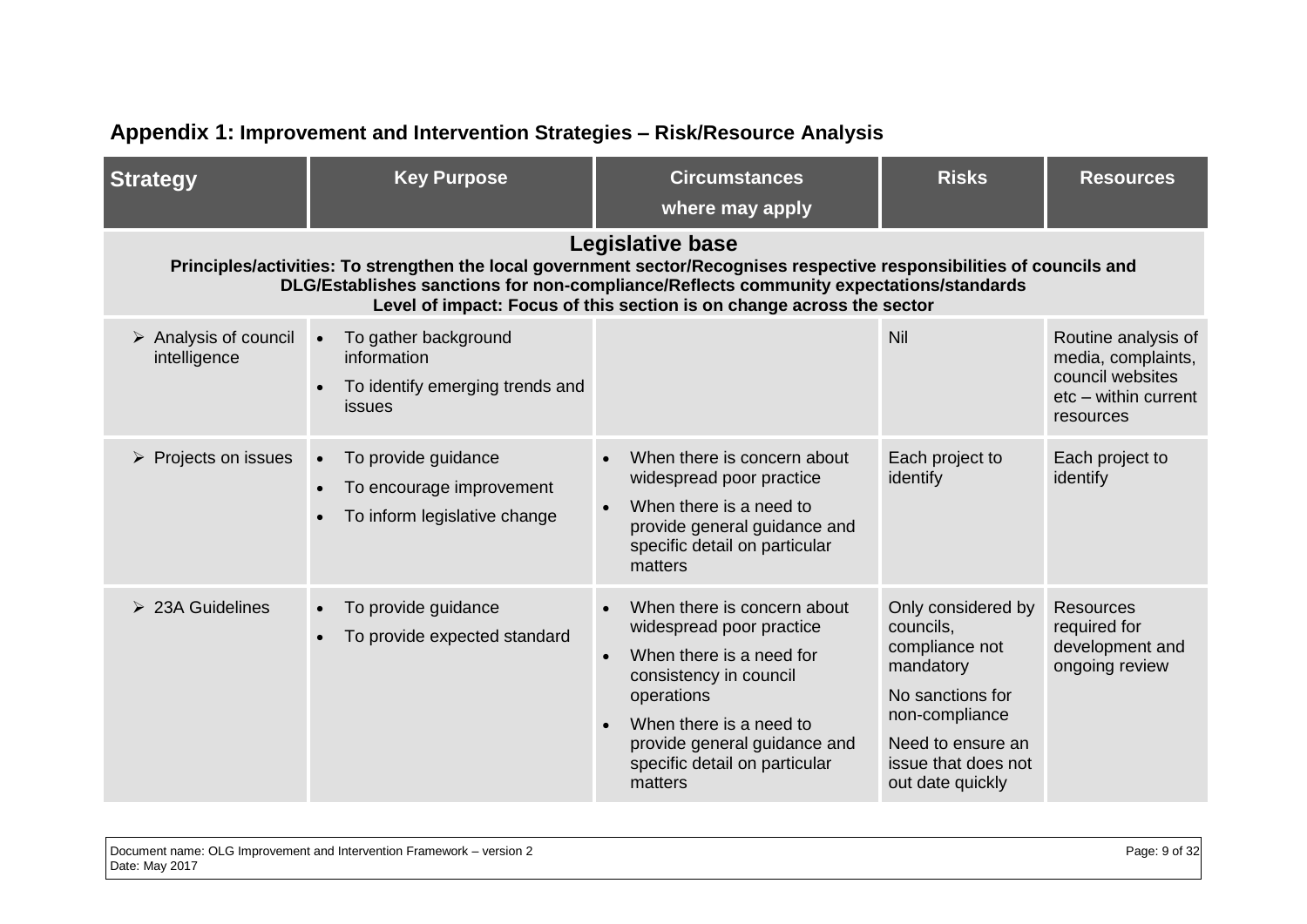## Appendix 1: Improvement and Intervention Strategies – Risk/Resource Analysis

| Strategy | Key Purpose | Circumstances where may apply | Risks | Resources |
|---|---|---|---|---|
| **Legislative base**<br>**Principles/activities: To strengthen the local government sector/Recognises respective responsibilities of councils and DLG/Establishes sanctions for non-compliance/Reflects community expectations/standards**<br>**Level of impact: Focus of this section is on change across the sector** | | | | |
| ➢ Analysis of council intelligence | • To gather background information<br>• To identify emerging trends and issues | | Nil | Routine analysis of media, complaints, council websites etc – within current resources |
| ➢ Projects on issues | • To provide guidance<br>• To encourage improvement<br>• To inform legislative change | • When there is concern about widespread poor practice<br>• When there is a need to provide general guidance and specific detail on particular matters | Each project to identify | Each project to identify |
| ➢ 23A Guidelines | • To provide guidance<br>• To provide expected standard | • When there is concern about widespread poor practice<br>• When there is a need for consistency in council operations<br>• When there is a need to provide general guidance and specific detail on particular matters | Only considered by councils, compliance not mandatory<br>No sanctions for non-compliance<br>Need to ensure an issue that does not out date quickly | Resources required for development and ongoing review |

Document name: OLG Improvement and Intervention Framework – version 2
Date: May 2017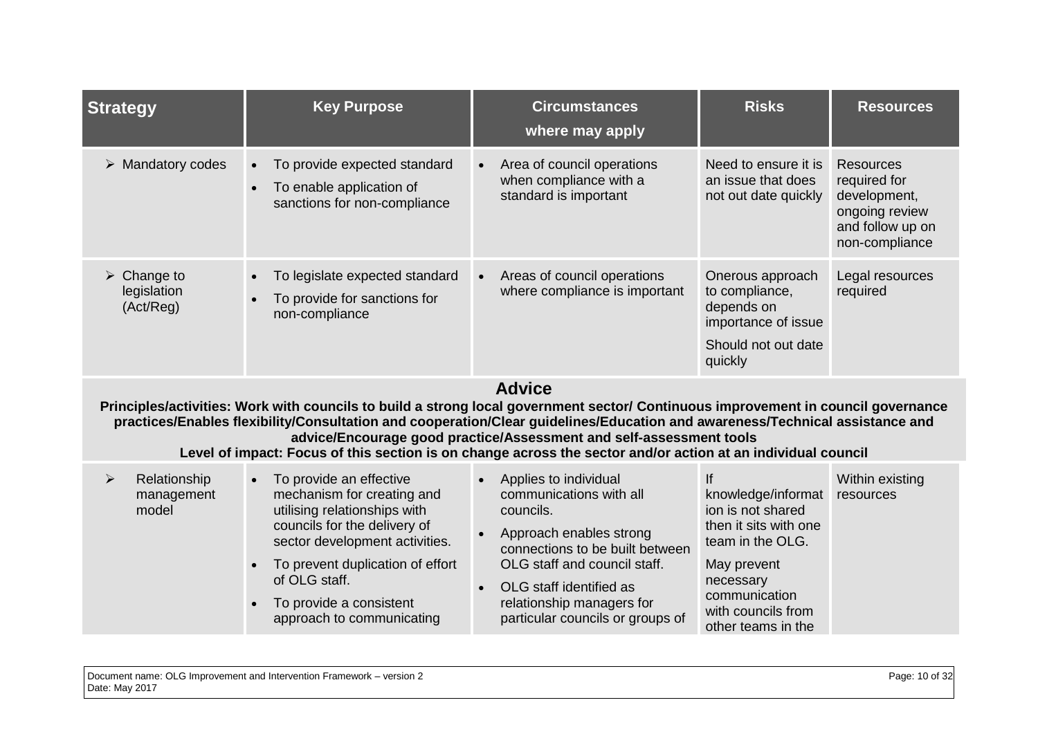| Strategy | Key Purpose | Circumstances where may apply | Risks | Resources |
|---|---|---|---|---|
| ➢ Mandatory codes | • To provide expected standard<br>• To enable application of sanctions for non-compliance | • Area of council operations when compliance with a standard is important | Need to ensure it is an issue that does not out date quickly | Resources required for development, ongoing review and follow up on non-compliance |
| ➢ Change to legislation (Act/Reg) | • To legislate expected standard<br>• To provide for sanctions for non-compliance | • Areas of council operations where compliance is important | Onerous approach to compliance, depends on importance of issue<br>Should not out date quickly | Legal resources required |
| **Advice**<br>**Principles/activities: Work with councils to build a strong local government sector/ Continuous improvement in council governance practices/Enables flexibility/Consultation and cooperation/Clear guidelines/Education and awareness/Technical assistance and advice/Encourage good practice/Assessment and self-assessment tools**<br>**Level of impact: Focus of this section is on change across the sector and/or action at an individual council** | | | | |
| ➢ Relationship management model | • To provide an effective mechanism for creating and utilising relationships with councils for the delivery of sector development activities.<br>• To prevent duplication of effort of OLG staff.<br>• To provide a consistent approach to communicating | • Applies to individual communications with all councils.<br>• Approach enables strong connections to be built between OLG staff and council staff.<br>• OLG staff identified as relationship managers for particular councils or groups of | If knowledge/information is not shared then it sits with one team in the OLG.<br>May prevent necessary communication with councils from other teams in the | Within existing resources |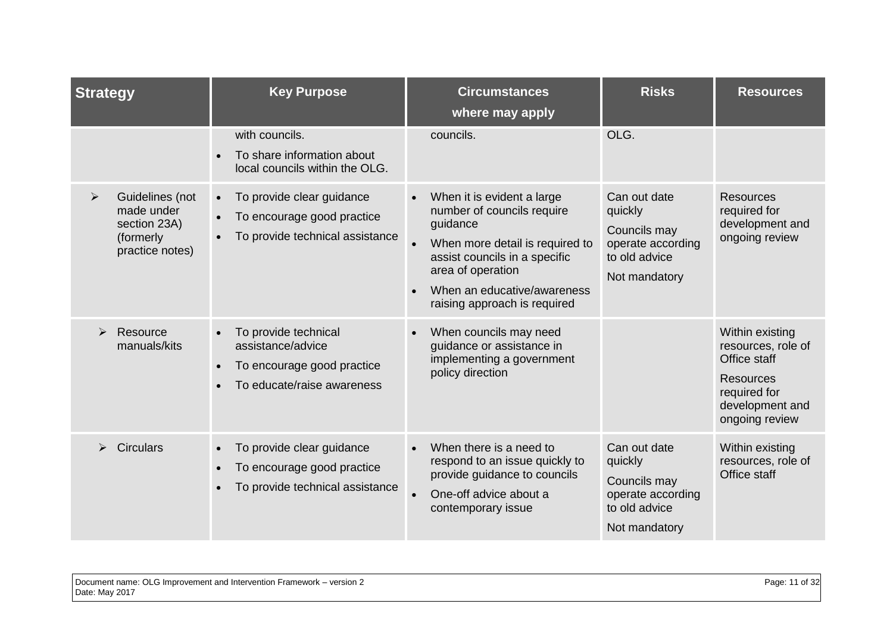| Strategy | Key Purpose | Circumstances where may apply | Risks | Resources |
|---|---|---|---|---|
| | with councils.<br>• To share information about local councils within the OLG. | councils. | OLG. | |
| ➢ Guidelines (not made under section 23A) (formerly practice notes) | • To provide clear guidance<br>• To encourage good practice<br>• To provide technical assistance | • When it is evident a large number of councils require guidance<br>• When more detail is required to assist councils in a specific area of operation<br>• When an educative/awareness raising approach is required | Can out date quickly<br>Councils may operate according to old advice<br>Not mandatory | Resources required for development and ongoing review |
| ➢ Resource manuals/kits | • To provide technical assistance/advice<br>• To encourage good practice<br>• To educate/raise awareness | • When councils may need guidance or assistance in implementing a government policy direction | | Within existing resources, role of Office staff<br>Resources required for development and ongoing review |
| ➢ Circulars | • To provide clear guidance<br>• To encourage good practice<br>• To provide technical assistance | • When there is a need to respond to an issue quickly to provide guidance to councils<br>• One-off advice about a contemporary issue | Can out date quickly<br>Councils may operate according to old advice<br>Not mandatory | Within existing resources, role of Office staff |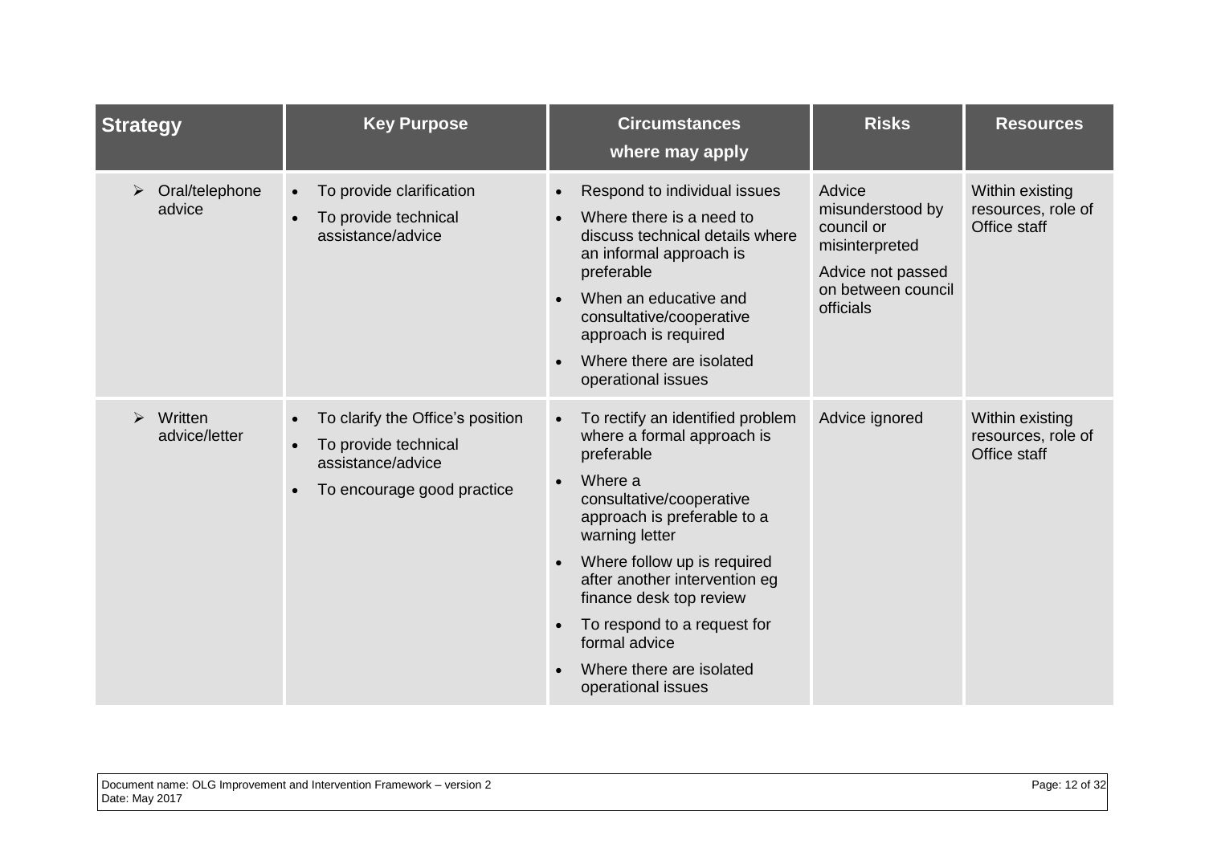| Strategy | Key Purpose | Circumstances where may apply | Risks | Resources |
|---|---|---|---|---|
| ➢ Oral/telephone advice | • To provide clarification<br>• To provide technical assistance/advice | • Respond to individual issues<br>• Where there is a need to discuss technical details where an informal approach is preferable<br>• When an educative and consultative/cooperative approach is required<br>• Where there are isolated operational issues | Advice misunderstood by council or misinterpreted<br>Advice not passed on between council officials | Within existing resources, role of Office staff |
| ➢ Written advice/letter | • To clarify the Office's position<br>• To provide technical assistance/advice<br>• To encourage good practice | • To rectify an identified problem where a formal approach is preferable<br>• Where a consultative/cooperative approach is preferable to a warning letter<br>• Where follow up is required after another intervention eg finance desk top review<br>• To respond to a request for formal advice<br>• Where there are isolated operational issues | Advice ignored | Within existing resources, role of Office staff |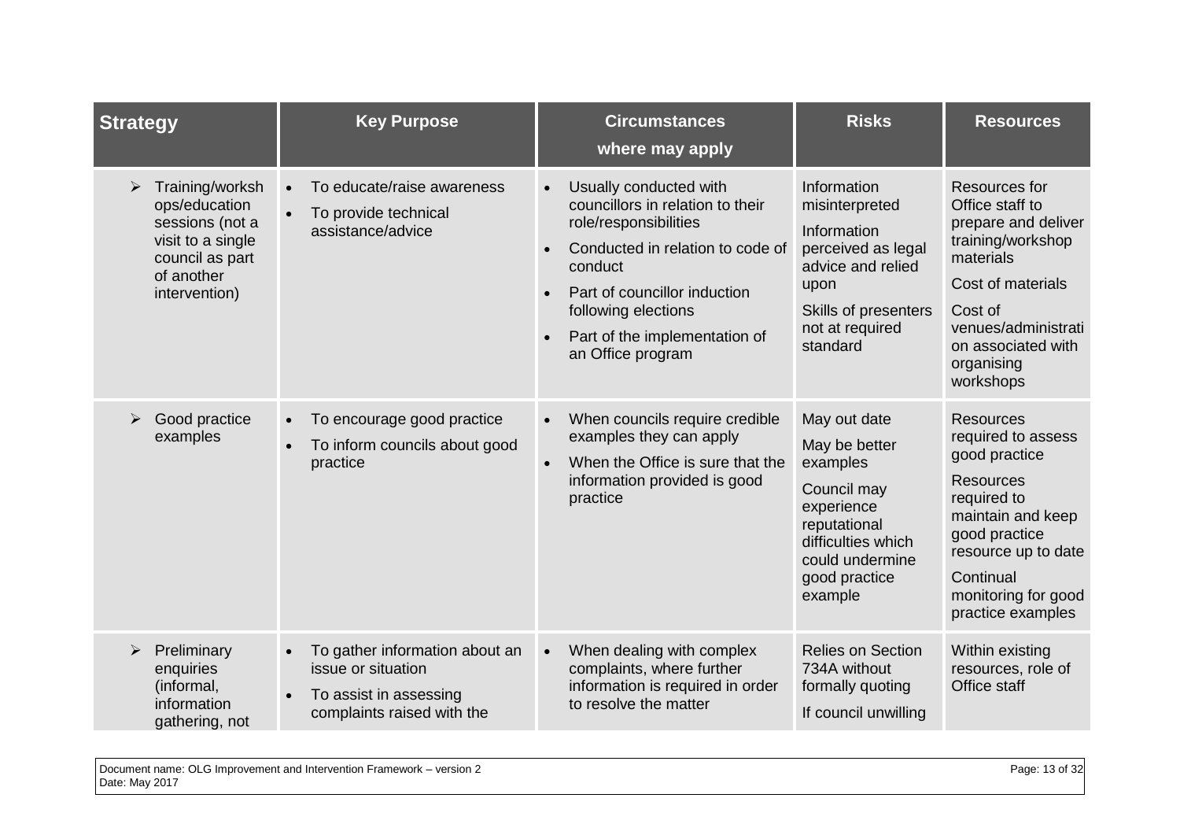| Strategy | Key Purpose | Circumstances where may apply | Risks | Resources |
|---|---|---|---|---|
| ➢ Training/workshops/education sessions (not a visit to a single council as part of another intervention) | • To educate/raise awareness<br>• To provide technical assistance/advice | • Usually conducted with councillors in relation to their role/responsibilities<br>• Conducted in relation to code of conduct<br>• Part of councillor induction following elections<br>• Part of the implementation of an Office program | Information misinterpreted<br>Information perceived as legal advice and relied upon<br>Skills of presenters not at required standard | Resources for Office staff to prepare and deliver training/workshop materials<br>Cost of materials<br>Cost of venues/administration associated with organising workshops |
| ➢ Good practice examples | • To encourage good practice<br>• To inform councils about good practice | • When councils require credible examples they can apply<br>• When the Office is sure that the information provided is good practice | May out date<br>May be better examples<br>Council may experience reputational difficulties which could undermine good practice example | Resources required to assess good practice<br>Resources required to maintain and keep good practice resource up to date<br>Continual monitoring for good practice examples |
| ➢ Preliminary enquiries (informal, information gathering, not | • To gather information about an issue or situation<br>• To assist in assessing complaints raised with the | • When dealing with complex complaints, where further information is required in order to resolve the matter | Relies on Section 734A without formally quoting<br>If council unwilling | Within existing resources, role of Office staff |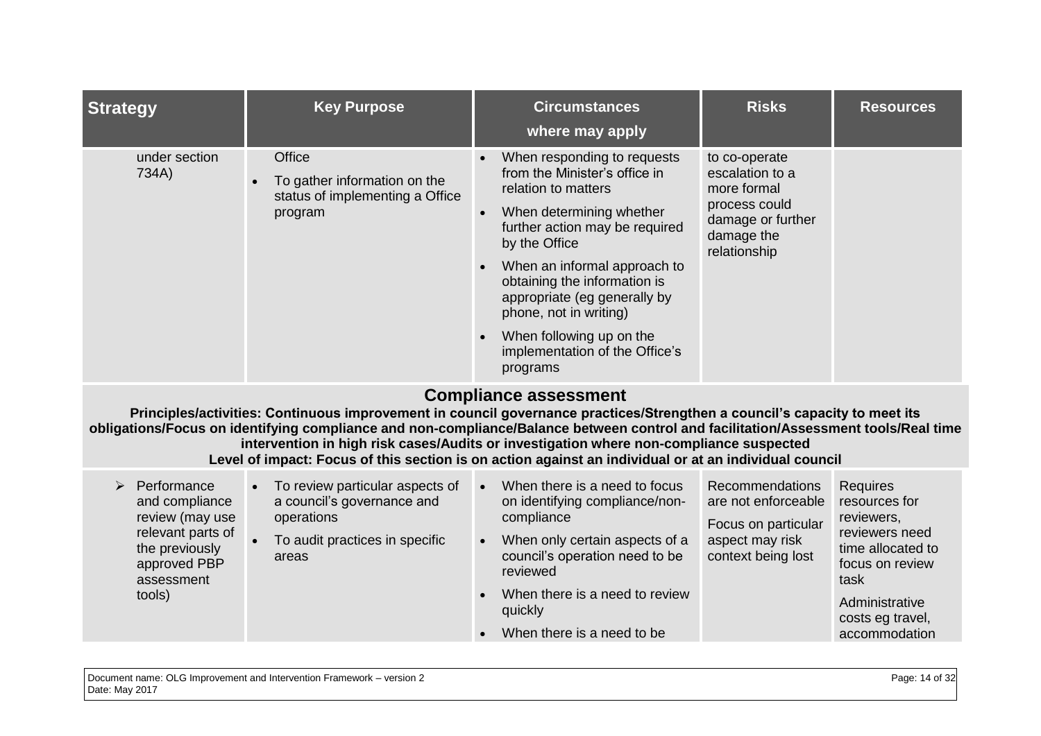| Strategy | Key Purpose | Circumstances where may apply | Risks | Resources |
|---|---|---|---|---|
| under section 734A) | Office<br>• To gather information on the status of implementing a Office program | • When responding to requests from the Minister's office in relation to matters<br>• When determining whether further action may be required by the Office<br>• When an informal approach to obtaining the information is appropriate (eg generally by phone, not in writing)<br>• When following up on the implementation of the Office's programs | to co-operate escalation to a more formal process could damage or further damage the relationship | |
| **Compliance assessment**<br>**Principles/activities: Continuous improvement in council governance practices/Strengthen a council's capacity to meet its obligations/Focus on identifying compliance and non-compliance/Balance between control and facilitation/Assessment tools/Real time intervention in high risk cases/Audits or investigation where non-compliance suspected**<br>**Level of impact: Focus of this section is on action against an individual or at an individual council** | | | | |
| ➢ Performance and compliance review (may use relevant parts of the previously approved PBP assessment tools) | • To review particular aspects of a council's governance and operations<br>• To audit practices in specific areas | • When there is a need to focus on identifying compliance/non-compliance<br>• When only certain aspects of a council's operation need to be reviewed<br>• When there is a need to review quickly<br>• When there is a need to be | Recommendations are not enforceable<br>Focus on particular aspect may risk context being lost | Requires resources for reviewers, reviewers need time allocated to focus on review task<br>Administrative costs eg travel, accommodation |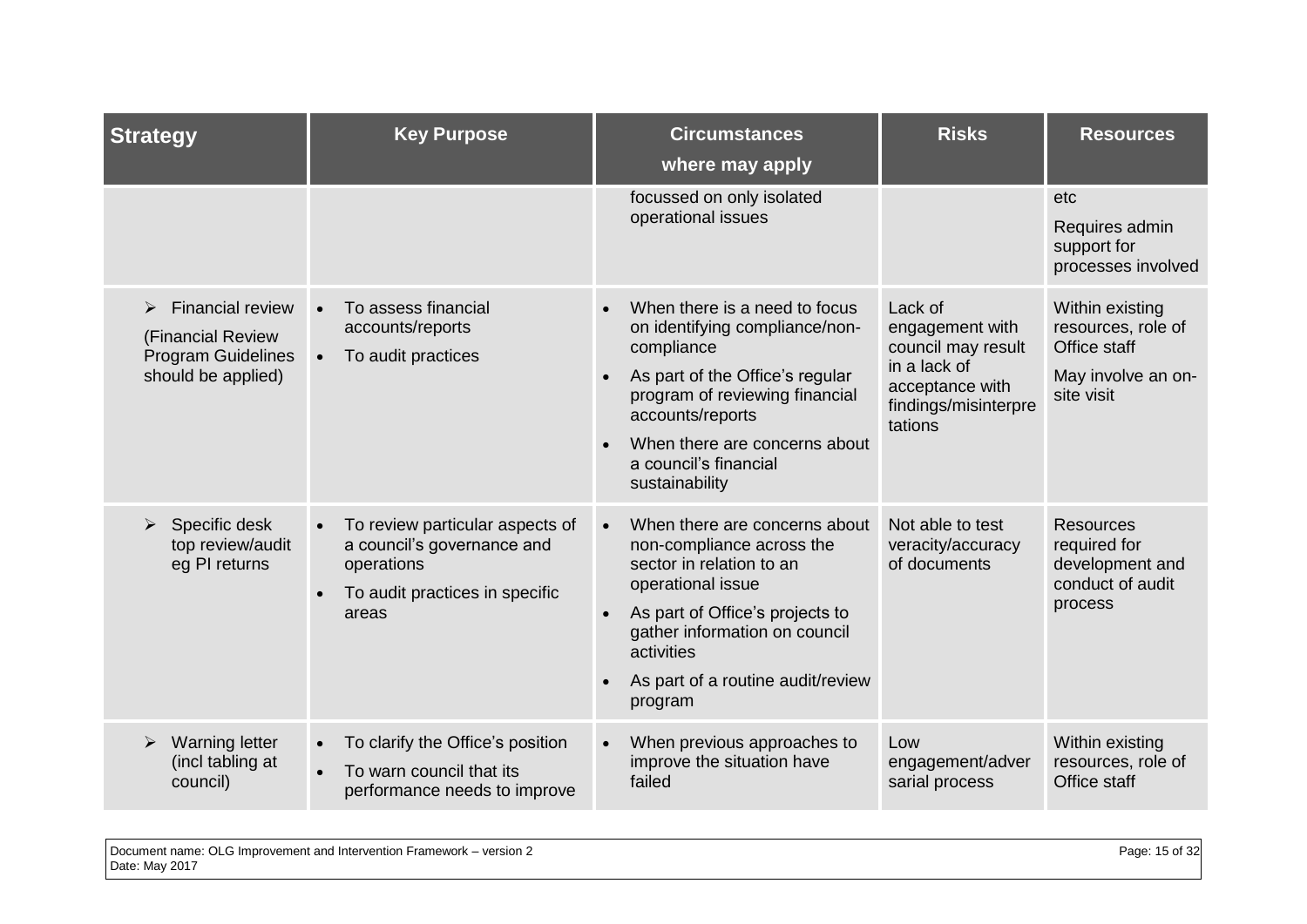| Strategy | Key Purpose | Circumstances where may apply | Risks | Resources |
|---|---|---|---|---|
| | | focussed on only isolated operational issues | | etc<br>Requires admin support for processes involved |
| ➢ Financial review (Financial Review Program Guidelines should be applied) | • To assess financial accounts/reports<br>• To audit practices | • When there is a need to focus on identifying compliance/non-compliance<br>• As part of the Office's regular program of reviewing financial accounts/reports<br>• When there are concerns about a council's financial sustainability | Lack of engagement with council may result in a lack of acceptance with findings/misinterpretations | Within existing resources, role of Office staff<br>May involve an on-site visit |
| ➢ Specific desk top review/audit eg PI returns | • To review particular aspects of a council's governance and operations<br>• To audit practices in specific areas | • When there are concerns about non-compliance across the sector in relation to an operational issue<br>• As part of Office's projects to gather information on council activities<br>• As part of a routine audit/review program | Not able to test veracity/accuracy of documents | Resources required for development and conduct of audit process |
| ➢ Warning letter (incl tabling at council) | • To clarify the Office's position<br>• To warn council that its performance needs to improve | • When previous approaches to improve the situation have failed | Low engagement/adversarial process | Within existing resources, role of Office staff |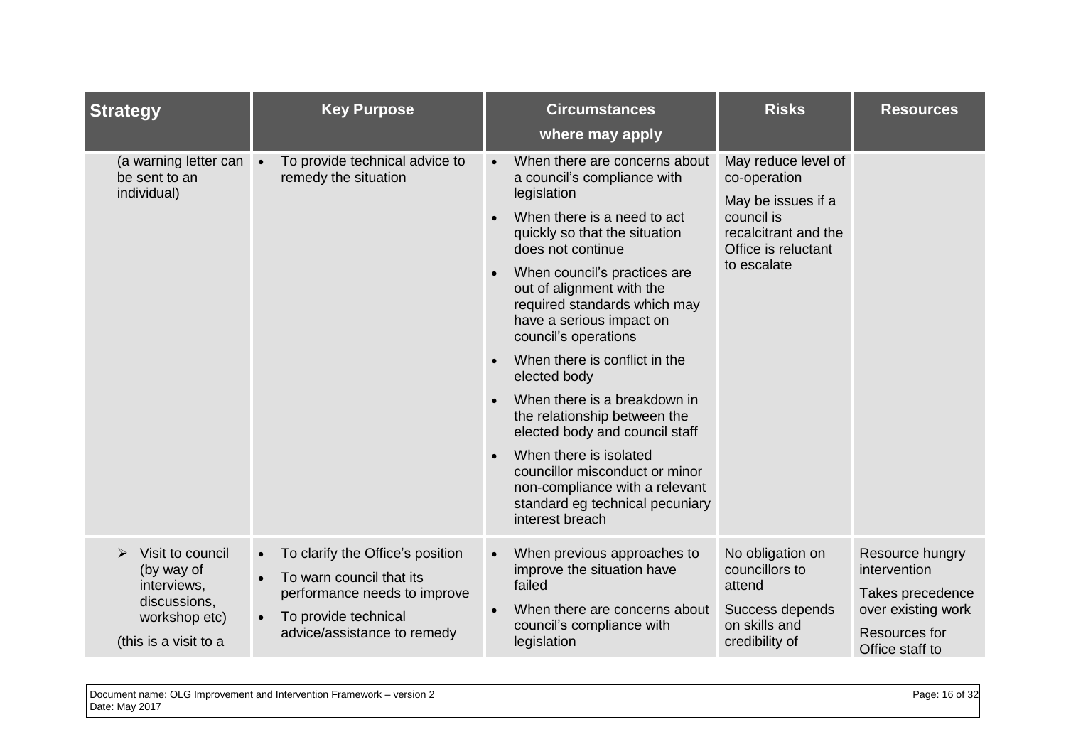| Strategy | Key Purpose | Circumstances where may apply | Risks | Resources |
|---|---|---|---|---|
| (a warning letter can be sent to an individual) | • To provide technical advice to remedy the situation | • When there are concerns about a council's compliance with legislation<br>• When there is a need to act quickly so that the situation does not continue<br>• When council's practices are out of alignment with the required standards which may have a serious impact on council's operations<br>• When there is conflict in the elected body<br>• When there is a breakdown in the relationship between the elected body and council staff<br>• When there is isolated councillor misconduct or minor non-compliance with a relevant standard eg technical pecuniary interest breach | May reduce level of co-operation<br>May be issues if a council is recalcitrant and the Office is reluctant to escalate | |
| ➢ Visit to council (by way of interviews, discussions, workshop etc)<br>(this is a visit to a | • To clarify the Office's position<br>• To warn council that its performance needs to improve<br>• To provide technical advice/assistance to remedy | • When previous approaches to improve the situation have failed<br>• When there are concerns about council's compliance with legislation | No obligation on councillors to attend<br>Success depends on skills and credibility of | Resource hungry intervention<br>Takes precedence over existing work<br>Resources for Office staff to |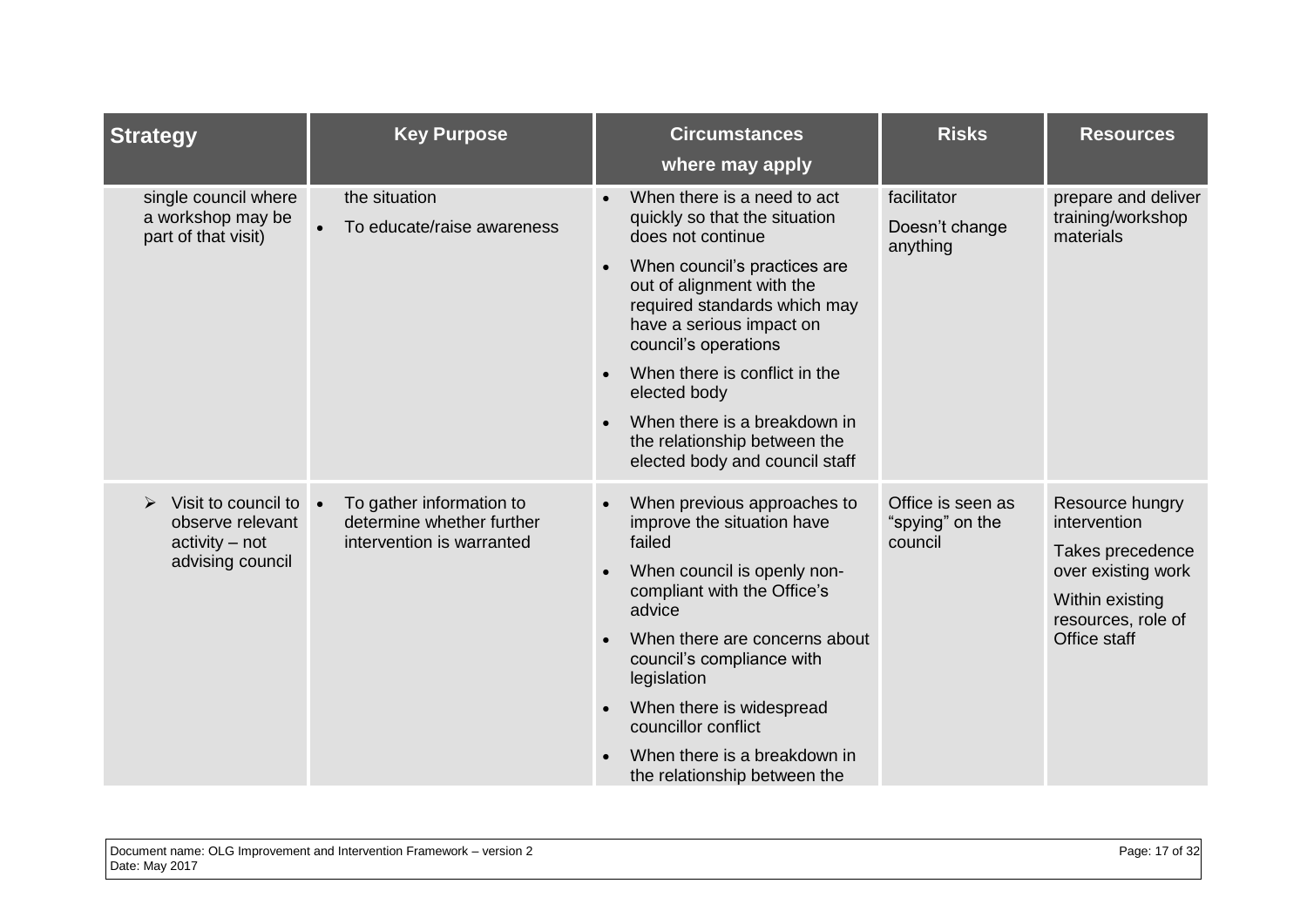| Strategy | Key Purpose | Circumstances where may apply | Risks | Resources |
|---|---|---|---|---|
| single council where a workshop may be part of that visit) | the situation<br>• To educate/raise awareness | • When there is a need to act quickly so that the situation does not continue<br>• When council's practices are out of alignment with the required standards which may have a serious impact on council's operations<br>• When there is conflict in the elected body<br>• When there is a breakdown in the relationship between the elected body and council staff | facilitator<br>Doesn't change anything | prepare and deliver training/workshop materials |
| ➢ Visit to council to observe relevant activity – not advising council | • To gather information to determine whether further intervention is warranted | • When previous approaches to improve the situation have failed<br>• When council is openly non-compliant with the Office's advice<br>• When there are concerns about council's compliance with legislation<br>• When there is widespread councillor conflict<br>• When there is a breakdown in the relationship between the | Office is seen as "spying" on the council | Resource hungry intervention<br>Takes precedence over existing work<br>Within existing resources, role of Office staff |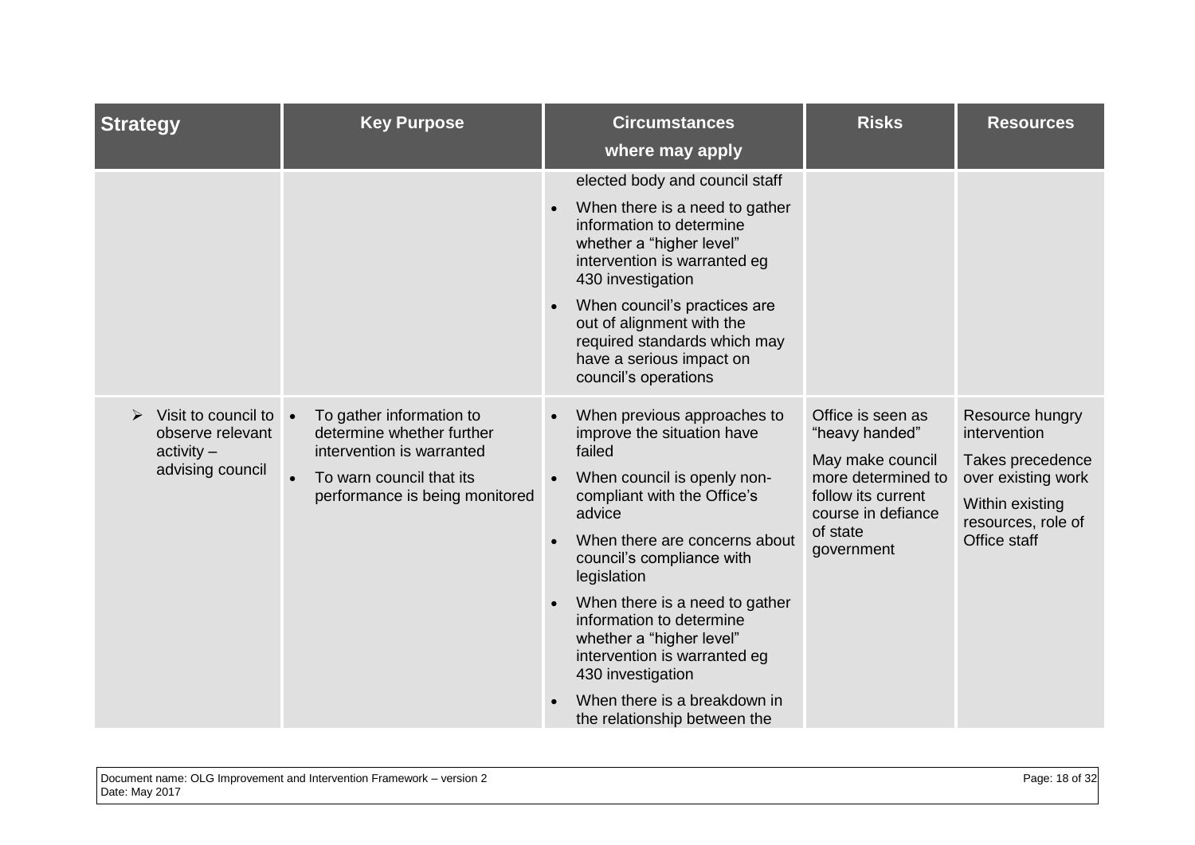| Strategy | Key Purpose | Circumstances where may apply | Risks | Resources |
|---|---|---|---|---|
| | | elected body and council staff<br>• When there is a need to gather information to determine whether a "higher level" intervention is warranted eg 430 investigation<br>• When council's practices are out of alignment with the required standards which may have a serious impact on council's operations | | |
| ➢ Visit to council to observe relevant activity – advising council | • To gather information to determine whether further intervention is warranted<br>• To warn council that its performance is being monitored | • When previous approaches to improve the situation have failed<br>• When council is openly non-compliant with the Office's advice<br>• When there are concerns about council's compliance with legislation<br>• When there is a need to gather information to determine whether a "higher level" intervention is warranted eg 430 investigation<br>• When there is a breakdown in the relationship between the | Office is seen as "heavy handed"<br>May make council more determined to follow its current course in defiance of state government | Resource hungry intervention<br>Takes precedence over existing work<br>Within existing resources, role of Office staff |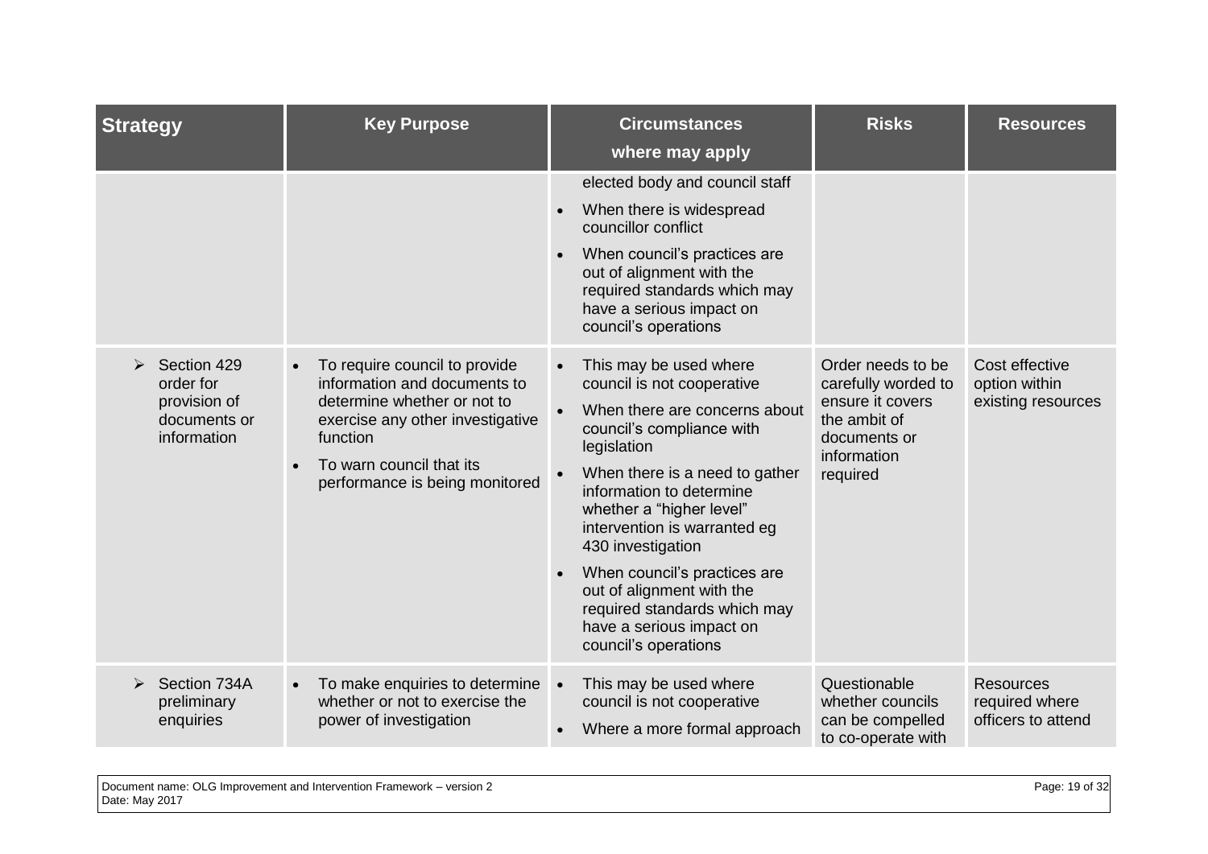| Strategy | Key Purpose | Circumstances where may apply | Risks | Resources |
|---|---|---|---|---|
| | | elected body and council staff<br>• When there is widespread councillor conflict<br>• When council's practices are out of alignment with the required standards which may have a serious impact on council's operations | | |
| ➢ Section 429 order for provision of documents or information | • To require council to provide information and documents to determine whether or not to exercise any other investigative function<br>• To warn council that its performance is being monitored | • This may be used where council is not cooperative<br>• When there are concerns about council's compliance with legislation<br>• When there is a need to gather information to determine whether a "higher level" intervention is warranted eg 430 investigation<br>• When council's practices are out of alignment with the required standards which may have a serious impact on council's operations | Order needs to be carefully worded to ensure it covers the ambit of documents or information required | Cost effective option within existing resources |
| ➢ Section 734A preliminary enquiries | • To make enquiries to determine whether or not to exercise the power of investigation | • This may be used where council is not cooperative<br>• Where a more formal approach | Questionable whether councils can be compelled to co-operate with | Resources required where officers to attend |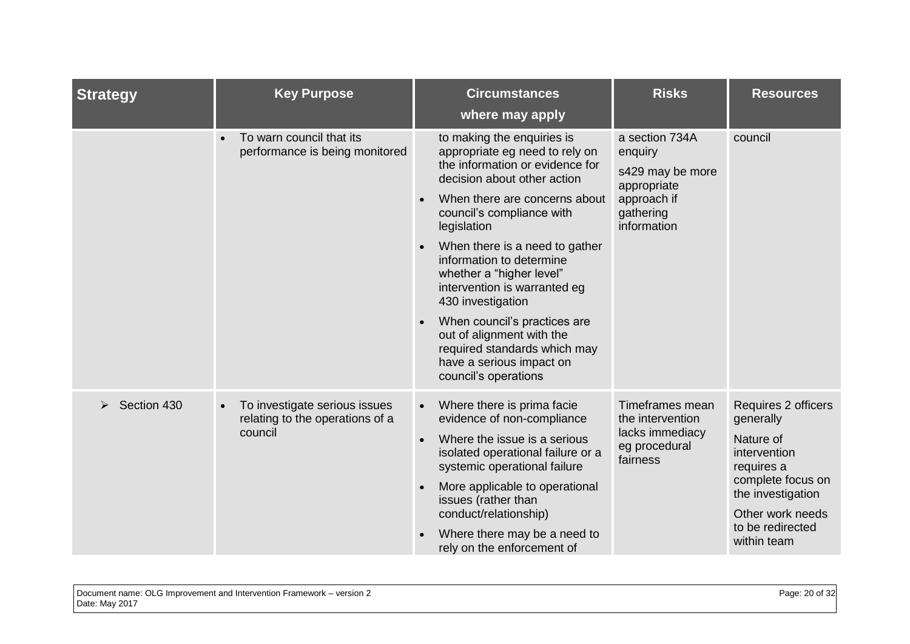| Strategy | Key Purpose | Circumstances where may apply | Risks | Resources |
|---|---|---|---|---|
| | • To warn council that its performance is being monitored | to making the enquiries is appropriate eg need to rely on the information or evidence for decision about other action<br>• When there are concerns about council's compliance with legislation<br>• When there is a need to gather information to determine whether a "higher level" intervention is warranted eg 430 investigation<br>• When council's practices are out of alignment with the required standards which may have a serious impact on council's operations | a section 734A enquiry<br>s429 may be more appropriate approach if gathering information | council |
| ➢ Section 430 | • To investigate serious issues relating to the operations of a council | • Where there is prima facie evidence of non-compliance<br>• Where the issue is a serious isolated operational failure or a systemic operational failure<br>• More applicable to operational issues (rather than conduct/relationship)<br>• Where there may be a need to rely on the enforcement of | Timeframes mean the intervention lacks immediacy eg procedural fairness | Requires 2 officers generally<br>Nature of intervention requires a complete focus on the investigation<br>Other work needs to be redirected within team |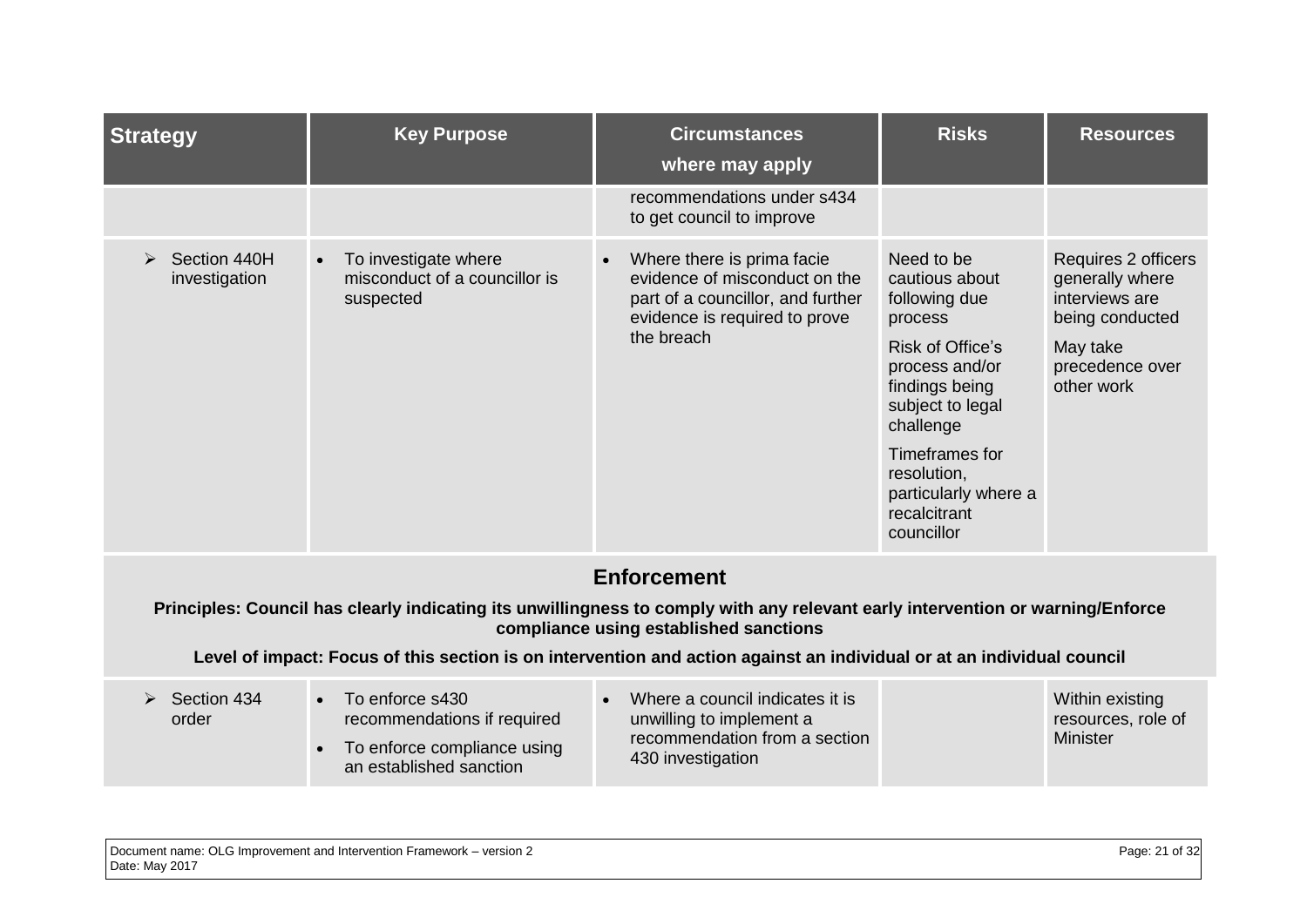| Strategy | Key Purpose | Circumstances where may apply | Risks | Resources |
|---|---|---|---|---|
| | | recommendations under s434 to get council to improve | | |
| ➢ Section 440H investigation | • To investigate where misconduct of a councillor is suspected | • Where there is prima facie evidence of misconduct on the part of a councillor, and further evidence is required to prove the breach | Need to be cautious about following due process<br><br>Risk of Office's process and/or findings being subject to legal challenge<br><br>Timeframes for resolution, particularly where a recalcitrant councillor | Requires 2 officers generally where interviews are being conducted<br><br>May take precedence over other work |
| **Enforcement**<br><br>**Principles: Council has clearly indicating its unwillingness to comply with any relevant early intervention or warning/Enforce compliance using established sanctions**<br><br>**Level of impact: Focus of this section is on intervention and action against an individual or at an individual council** | | | | |
| ➢ Section 434 order | • To enforce s430 recommendations if required<br>• To enforce compliance using an established sanction | • Where a council indicates it is unwilling to implement a recommendation from a section 430 investigation | | Within existing resources, role of Minister |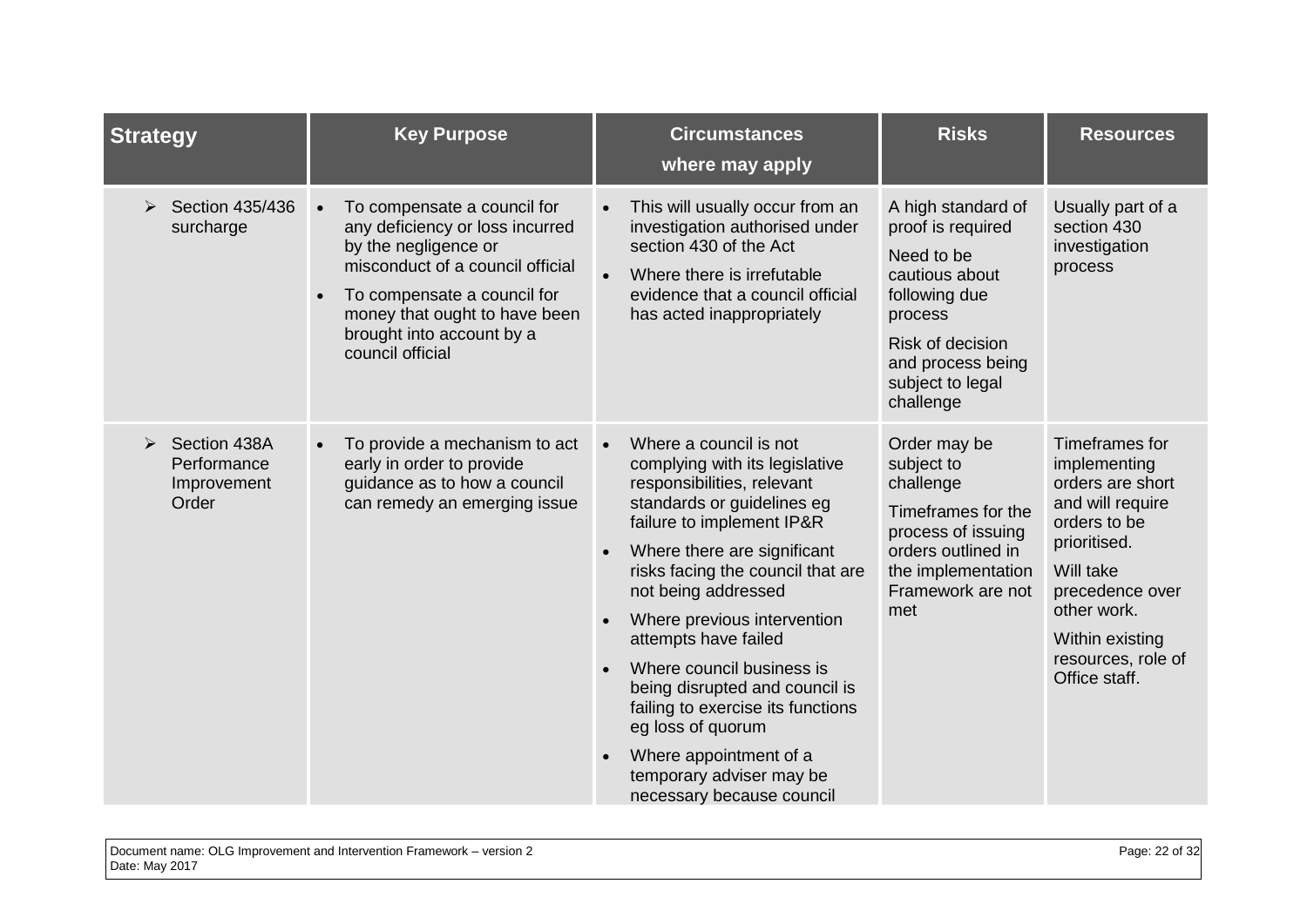| Strategy | Key Purpose | Circumstances where may apply | Risks | Resources |
|---|---|---|---|---|
| ➢ Section 435/436 surcharge | • To compensate a council for any deficiency or loss incurred by the negligence or misconduct of a council official<br>• To compensate a council for money that ought to have been brought into account by a council official | • This will usually occur from an investigation authorised under section 430 of the Act<br>• Where there is irrefutable evidence that a council official has acted inappropriately | A high standard of proof is required<br>Need to be cautious about following due process<br>Risk of decision and process being subject to legal challenge | Usually part of a section 430 investigation process |
| ➢ Section 438A Performance Improvement Order | • To provide a mechanism to act early in order to provide guidance as to how a council can remedy an emerging issue | • Where a council is not complying with its legislative responsibilities, relevant standards or guidelines eg failure to implement IP&R<br>• Where there are significant risks facing the council that are not being addressed<br>• Where previous intervention attempts have failed<br>• Where council business is being disrupted and council is failing to exercise its functions eg loss of quorum<br>• Where appointment of a temporary adviser may be necessary because council | Order may be subject to challenge<br>Timeframes for the process of issuing orders outlined in the implementation Framework are not met | Timeframes for implementing orders are short and will require orders to be prioritised.<br>Will take precedence over other work.<br>Within existing resources, role of Office staff. |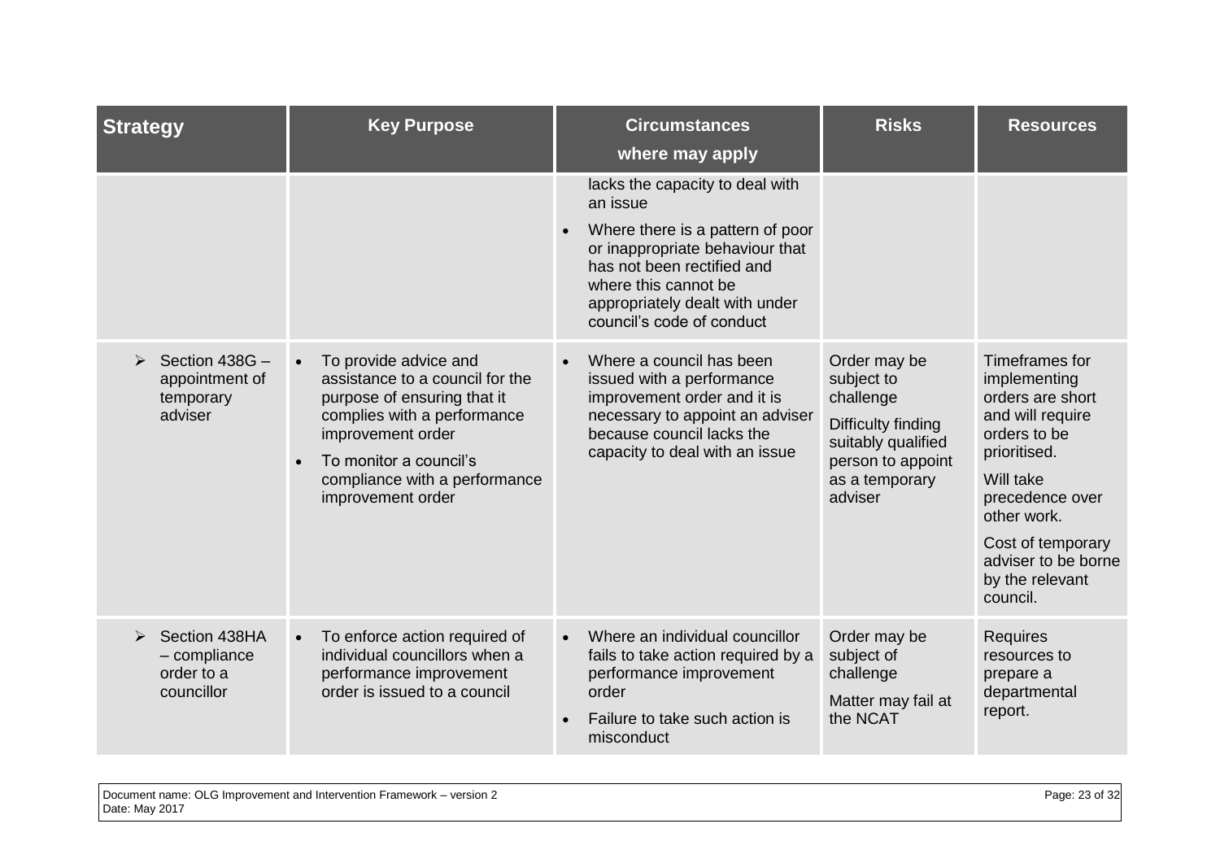| Strategy | Key Purpose | Circumstances where may apply | Risks | Resources |
|---|---|---|---|---|
| | | lacks the capacity to deal with an issue<br>• Where there is a pattern of poor or inappropriate behaviour that has not been rectified and where this cannot be appropriately dealt with under council's code of conduct | | |
| ➢ Section 438G – appointment of temporary adviser | • To provide advice and assistance to a council for the purpose of ensuring that it complies with a performance improvement order<br>• To monitor a council's compliance with a performance improvement order | • Where a council has been issued with a performance improvement order and it is necessary to appoint an adviser because council lacks the capacity to deal with an issue | Order may be subject to challenge<br>Difficulty finding suitably qualified person to appoint as a temporary adviser | Timeframes for implementing orders are short and will require orders to be prioritised.<br>Will take precedence over other work.<br>Cost of temporary adviser to be borne by the relevant council. |
| ➢ Section 438HA – compliance order to a councillor | • To enforce action required of individual councillors when a performance improvement order is issued to a council | • Where an individual councillor fails to take action required by a performance improvement order<br>• Failure to take such action is misconduct | Order may be subject of challenge<br>Matter may fail at the NCAT | Requires resources to prepare a departmental report. |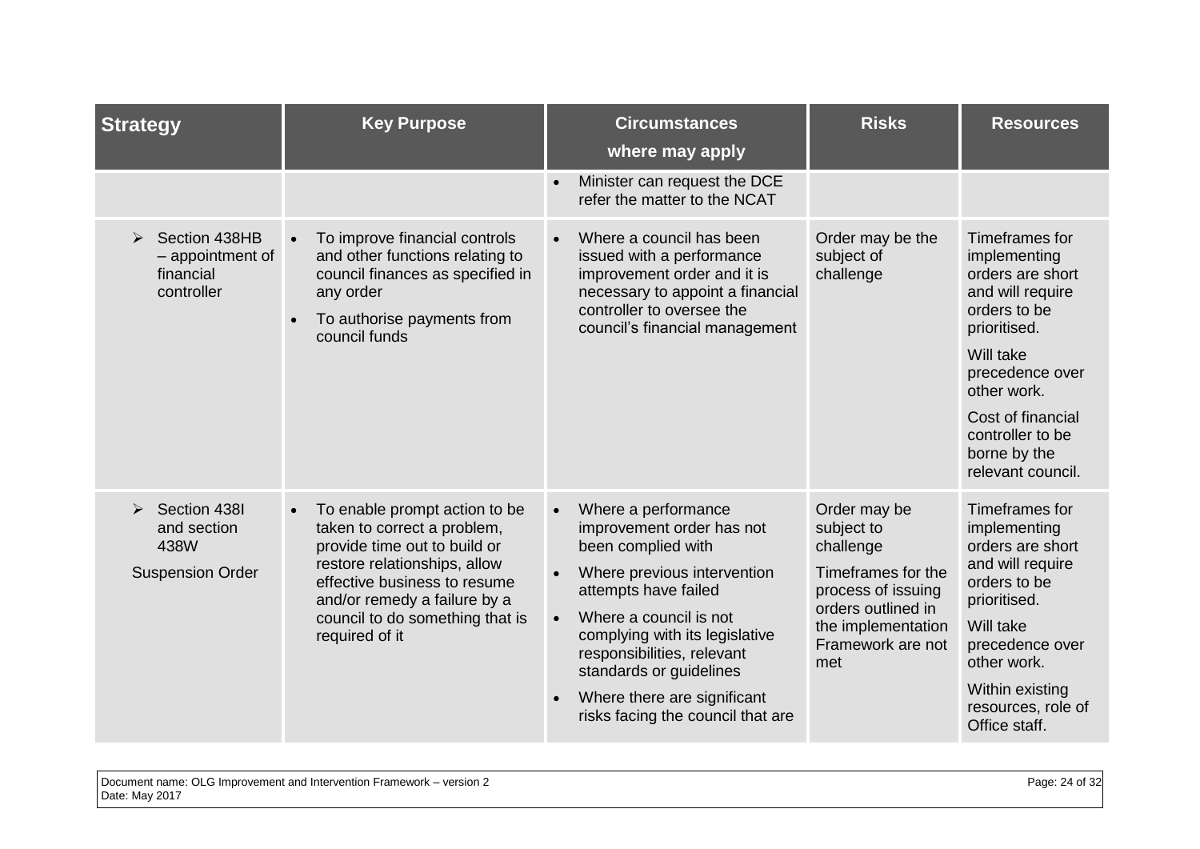| Strategy | Key Purpose | Circumstances where may apply | Risks | Resources |
|---|---|---|---|---|
| | | • Minister can request the DCE refer the matter to the NCAT | | |
| ➢ Section 438HB – appointment of financial controller | • To improve financial controls and other functions relating to council finances as specified in any order<br>• To authorise payments from council funds | • Where a council has been issued with a performance improvement order and it is necessary to appoint a financial controller to oversee the council's financial management | Order may be the subject of challenge | Timeframes for implementing orders are short and will require orders to be prioritised.<br>Will take precedence over other work.<br>Cost of financial controller to be borne by the relevant council. |
| ➢ Section 438I and section 438W<br>Suspension Order | • To enable prompt action to be taken to correct a problem, provide time out to build or restore relationships, allow effective business to resume and/or remedy a failure by a council to do something that is required of it | • Where a performance improvement order has not been complied with<br>• Where previous intervention attempts have failed<br>• Where a council is not complying with its legislative responsibilities, relevant standards or guidelines<br>• Where there are significant risks facing the council that are | Order may be subject to challenge<br>Timeframes for the process of issuing orders outlined in the implementation Framework are not met | Timeframes for implementing orders are short and will require orders to be prioritised.<br>Will take precedence over other work.<br>Within existing resources, role of Office staff. |

Document name: OLG Improvement and Intervention Framework – version 2
Date: May 2017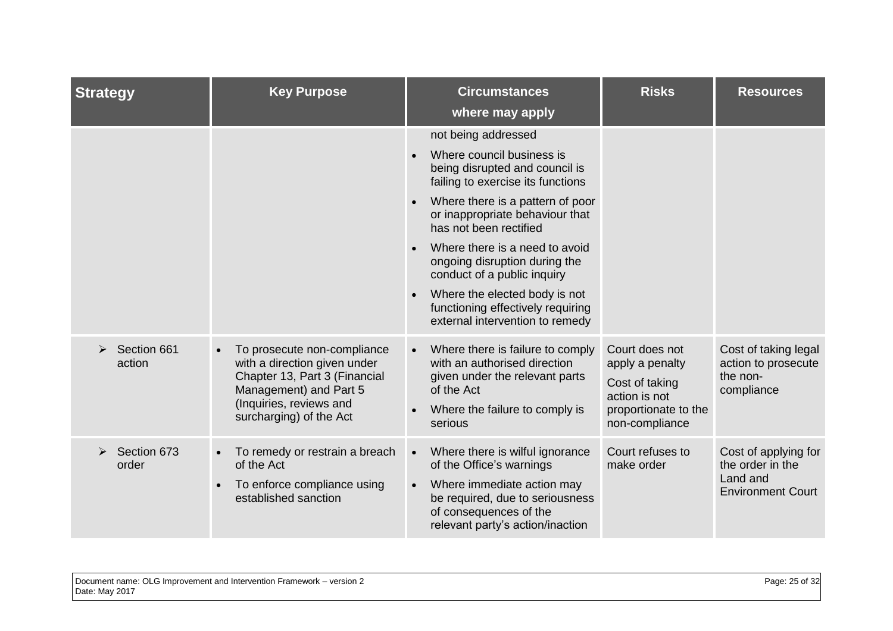| Strategy | Key Purpose | Circumstances where may apply | Risks | Resources |
|---|---|---|---|---|
| | | not being addressed<br>• Where council business is being disrupted and council is failing to exercise its functions<br>• Where there is a pattern of poor or inappropriate behaviour that has not been rectified<br>• Where there is a need to avoid ongoing disruption during the conduct of a public inquiry<br>• Where the elected body is not functioning effectively requiring external intervention to remedy | | |
| ➢ Section 661 action | • To prosecute non-compliance with a direction given under Chapter 13, Part 3 (Financial Management) and Part 5 (Inquiries, reviews and surcharging) of the Act | • Where there is failure to comply with an authorised direction given under the relevant parts of the Act<br>• Where the failure to comply is serious | Court does not apply a penalty<br>Cost of taking action is not proportionate to the non-compliance | Cost of taking legal action to prosecute the non-compliance |
| ➢ Section 673 order | • To remedy or restrain a breach of the Act<br>• To enforce compliance using established sanction | • Where there is wilful ignorance of the Office's warnings<br>• Where immediate action may be required, due to seriousness of consequences of the relevant party's action/inaction | Court refuses to make order | Cost of applying for the order in the Land and Environment Court |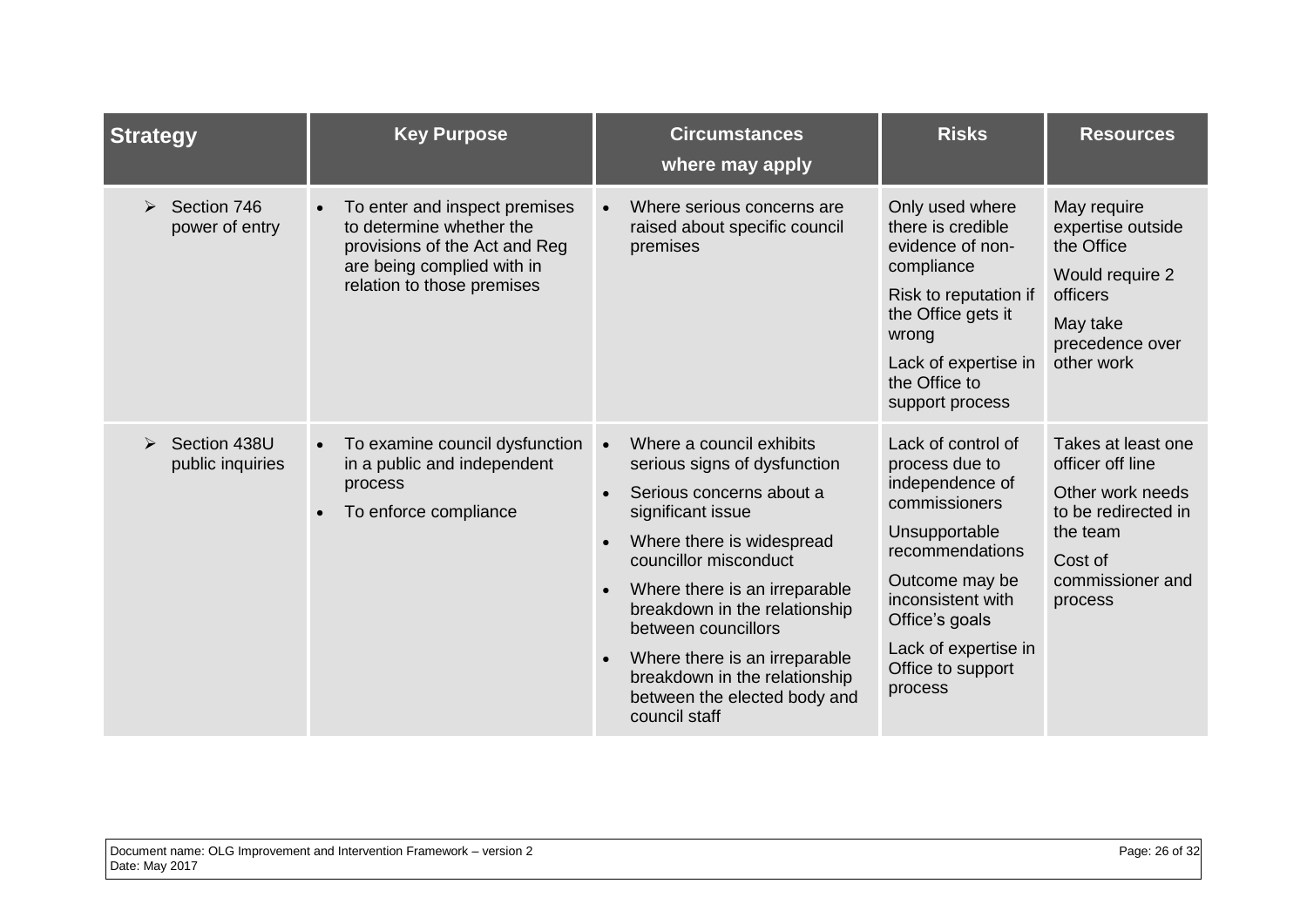| Strategy | Key Purpose | Circumstances where may apply | Risks | Resources |
|---|---|---|---|---|
| ➢ Section 746 power of entry | • To enter and inspect premises to determine whether the provisions of the Act and Reg are being complied with in relation to those premises | • Where serious concerns are raised about specific council premises | Only used where there is credible evidence of non-compliance<br>Risk to reputation if the Office gets it wrong<br>Lack of expertise in the Office to support process | May require expertise outside the Office<br>Would require 2 officers<br>May take precedence over other work |
| ➢ Section 438U public inquiries | • To examine council dysfunction in a public and independent process<br>• To enforce compliance | • Where a council exhibits serious signs of dysfunction<br>• Serious concerns about a significant issue<br>• Where there is widespread councillor misconduct<br>• Where there is an irreparable breakdown in the relationship between councillors<br>• Where there is an irreparable breakdown in the relationship between the elected body and council staff | Lack of control of process due to independence of commissioners<br>Unsupportable recommendations<br>Outcome may be inconsistent with Office's goals<br>Lack of expertise in Office to support process | Takes at least one officer off line<br>Other work needs to be redirected in the team<br>Cost of commissioner and process |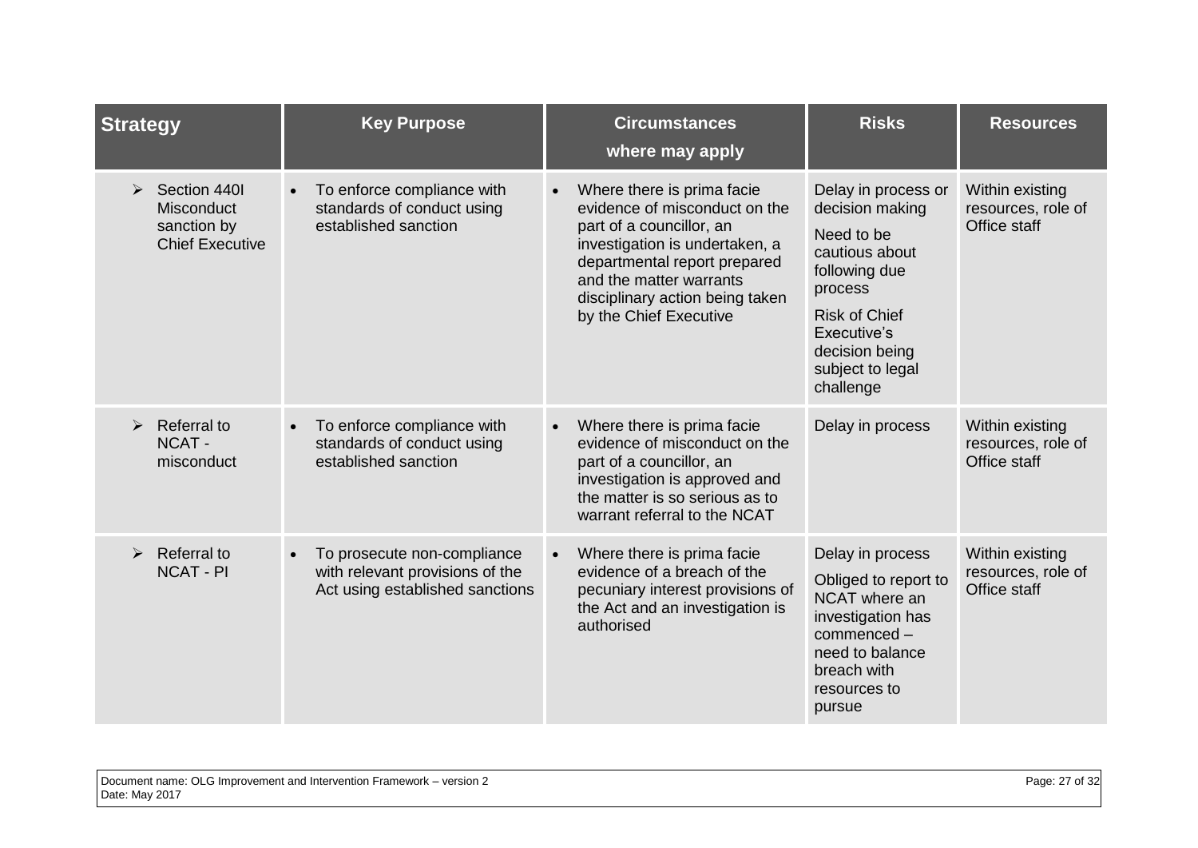| Strategy | Key Purpose | Circumstances where may apply | Risks | Resources |
|---|---|---|---|---|
| ➢ Section 440I Misconduct sanction by Chief Executive | • To enforce compliance with standards of conduct using established sanction | • Where there is prima facie evidence of misconduct on the part of a councillor, an investigation is undertaken, a departmental report prepared and the matter warrants disciplinary action being taken by the Chief Executive | Delay in process or decision making<br>Need to be cautious about following due process<br>Risk of Chief Executive's decision being subject to legal challenge | Within existing resources, role of Office staff |
| ➢ Referral to NCAT - misconduct | • To enforce compliance with standards of conduct using established sanction | • Where there is prima facie evidence of misconduct on the part of a councillor, an investigation is approved and the matter is so serious as to warrant referral to the NCAT | Delay in process | Within existing resources, role of Office staff |
| ➢ Referral to NCAT - PI | • To prosecute non-compliance with relevant provisions of the Act using established sanctions | • Where there is prima facie evidence of a breach of the pecuniary interest provisions of the Act and an investigation is authorised | Delay in process<br>Obliged to report to NCAT where an investigation has commenced – need to balance breach with resources to pursue | Within existing resources, role of Office staff |

Document name: OLG Improvement and Intervention Framework – version 2
Date: May 2017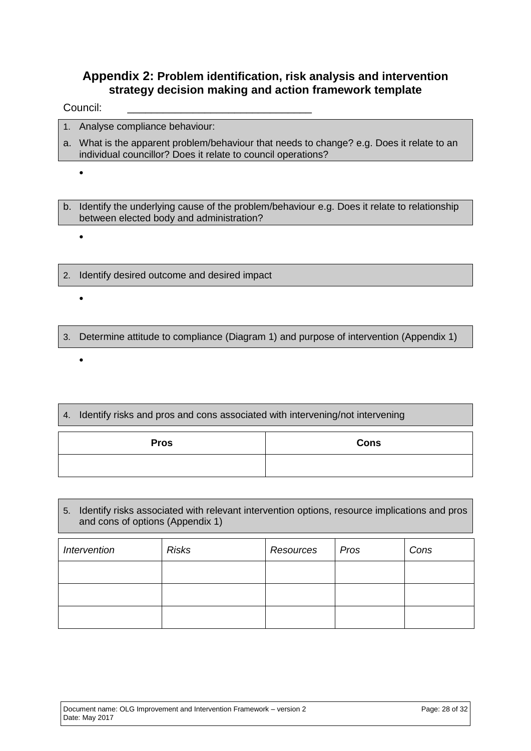## Appendix 2: Problem identification, risk analysis and intervention strategy decision making and action framework template

Council: ______________________________

1. Analyse compliance behaviour:

a. What is the apparent problem/behaviour that needs to change? e.g. Does it relate to an individual councillor? Does it relate to council operations?

- 

b. Identify the underlying cause of the problem/behaviour e.g. Does it relate to relationship between elected body and administration?

- 

2. Identify desired outcome and desired impact

- 

3. Determine attitude to compliance (Diagram 1) and purpose of intervention (Appendix 1)

- 

4. Identify risks and pros and cons associated with intervening/not intervening

| Pros | Cons |
|---|---|
| | |

5. Identify risks associated with relevant intervention options, resource implications and pros and cons of options (Appendix 1)

| *Intervention* | *Risks* | *Resources* | *Pros* | *Cons* |
|---|---|---|---|---|
| | | | | |
| | | | | |
| | | | | |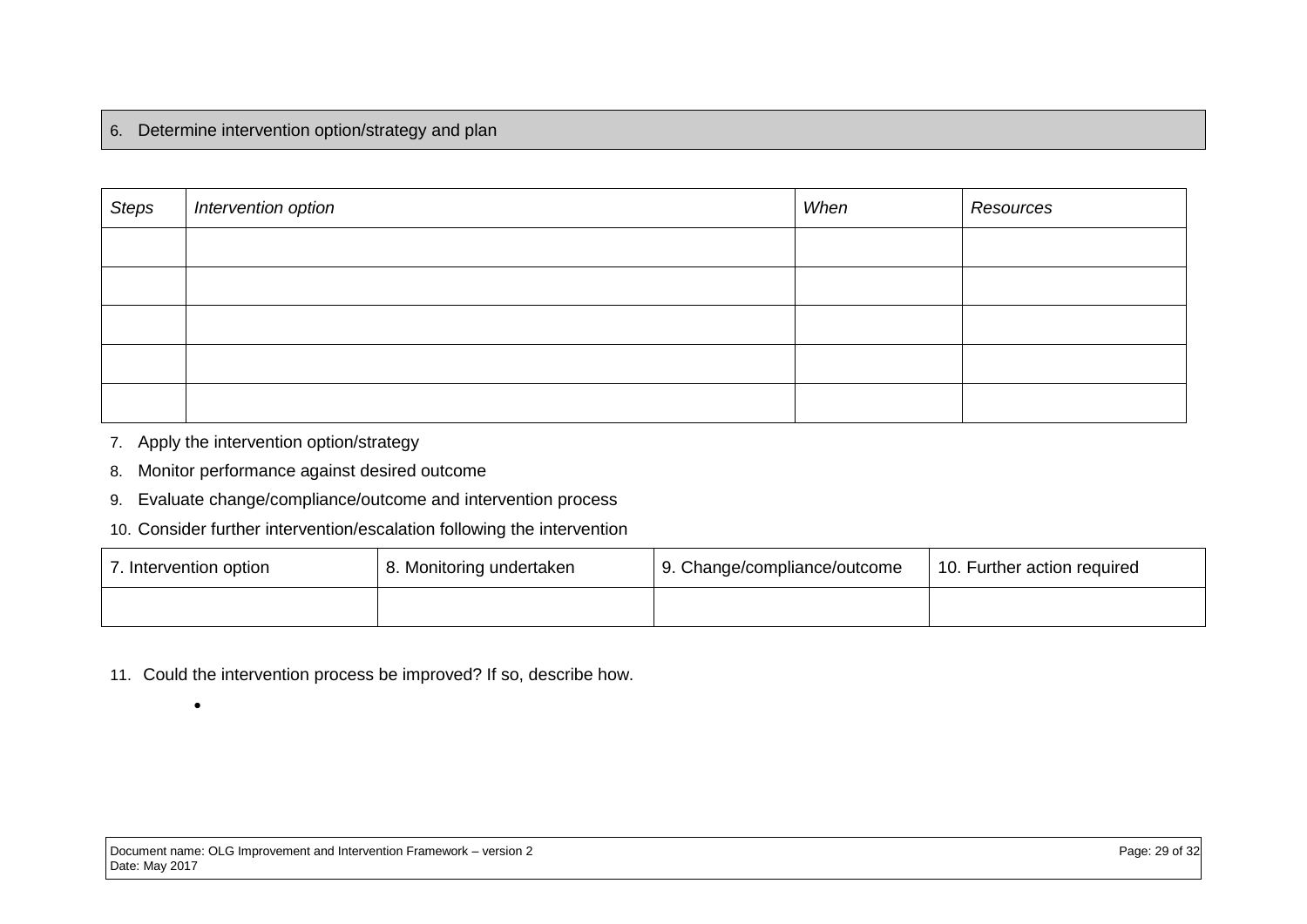6. Determine intervention option/strategy and plan

| *Steps* | *Intervention option* | *When* | *Resources* |
|---|---|---|---|
| | | | |
| | | | |
| | | | |
| | | | |
| | | | |

7. Apply the intervention option/strategy
8. Monitor performance against desired outcome
9. Evaluate change/compliance/outcome and intervention process
10. Consider further intervention/escalation following the intervention

| 7. Intervention option | 8. Monitoring undertaken | 9. Change/compliance/outcome | 10. Further action required |
|---|---|---|---|
| | | | |

11. Could the intervention process be improved? If so, describe how.

    -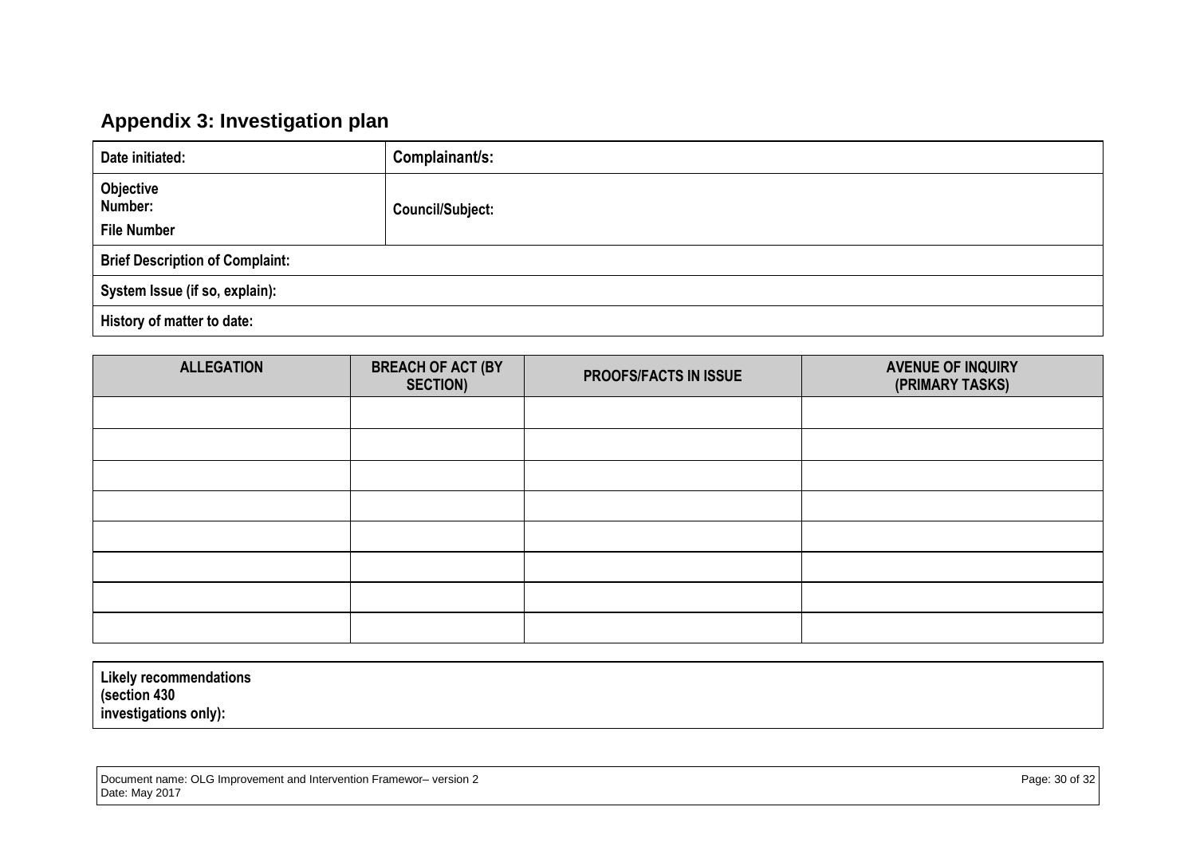## Appendix 3: Investigation plan

| Date initiated: | Complainant/s: |
|---|---|
| Objective Number: File Number | Council/Subject: |
| Brief Description of Complaint: | |
| System Issue (if so, explain): | |
| History of matter to date: | |

| ALLEGATION | BREACH OF ACT (BY SECTION) | PROOFS/FACTS IN ISSUE | AVENUE OF INQUIRY (PRIMARY TASKS) |
|---|---|---|---|
| | | | |
| | | | |
| | | | |
| | | | |
| | | | |
| | | | |
| | | | |
| | | | |

| Likely recommendations (section 430 investigations only): |
|---|

Document name: OLG Improvement and Intervention Framewor– version 2
Date: May 2017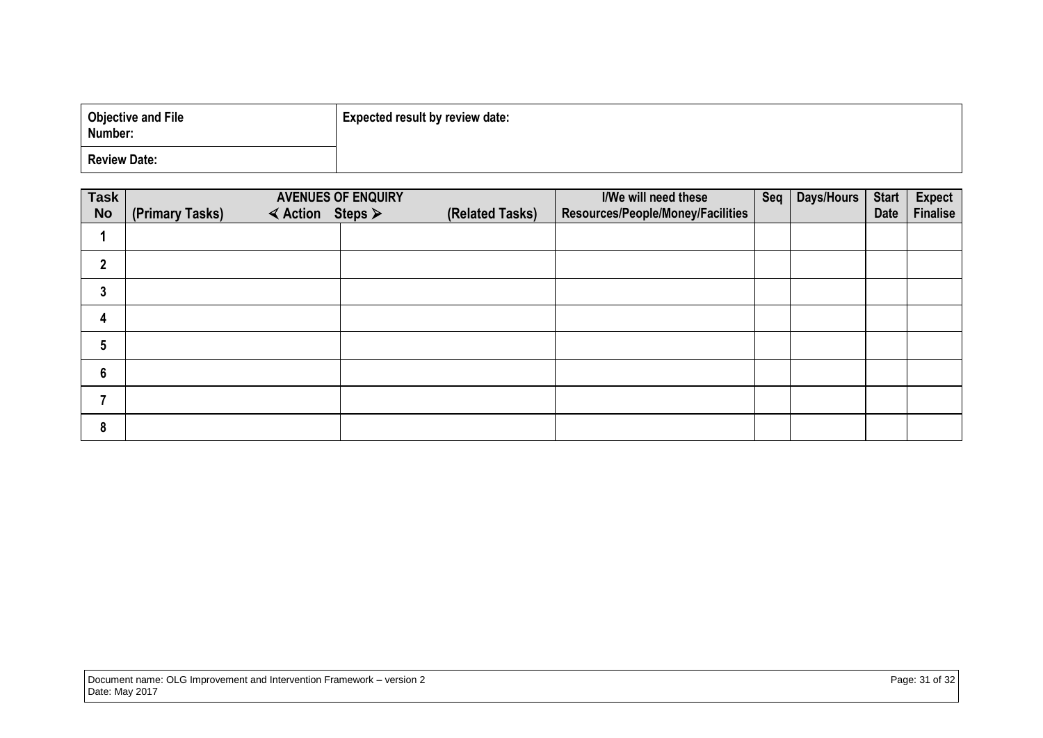| Objective and File Number: | Expected result by review date: |
| --- | --- |
| Review Date: | |

| Task No | AVENUES OF ENQUIRY (Primary Tasks) ⋖ Action | Steps ⋗ (Related Tasks) | I/We will need these Resources/People/Money/Facilities | Seq | Days/Hours | Start Date | Expect Finalise |
| --- | --- | --- | --- | --- | --- | --- | --- |
| 1 | | | | | | | |
| 2 | | | | | | | |
| 3 | | | | | | | |
| 4 | | | | | | | |
| 5 | | | | | | | |
| 6 | | | | | | | |
| 7 | | | | | | | |
| 8 | | | | | | | |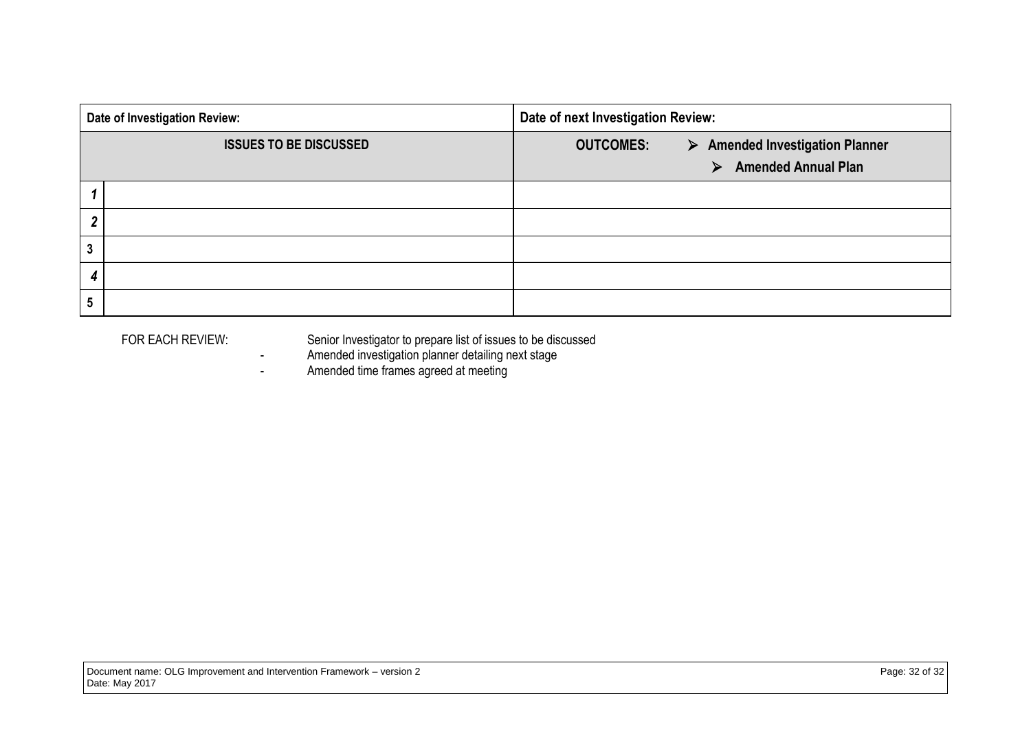| **Date of Investigation Review:** | | **Date of next Investigation Review:** |
|---|---|---|
| **ISSUES TO BE DISCUSSED** | | **OUTCOMES:** ➢ **Amended Investigation Planner** ➢ **Amended Annual Plan** |
| ***1*** | | |
| ***2*** | | |
| **3** | | |
| ***4*** | | |
| **5** | | |

FOR EACH REVIEW: Senior Investigator to prepare list of issues to be discussed

- Amended investigation planner detailing next stage
- Amended time frames agreed at meeting